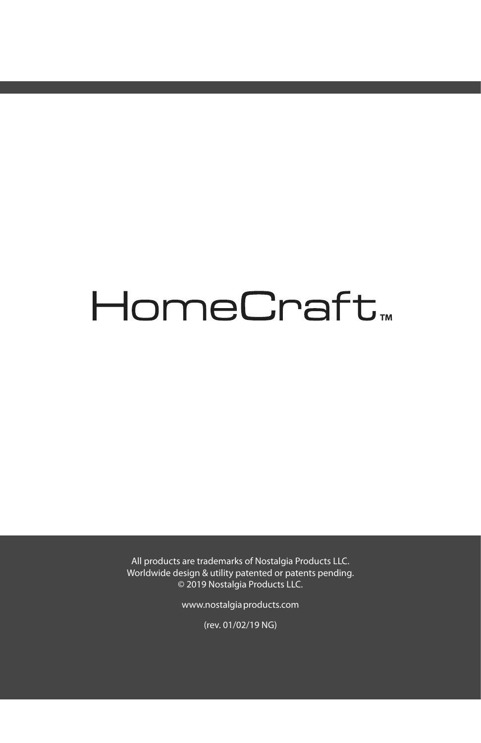# HomeCraft™

All products are trademarks of Nostalgia Products LLC.
Worldwide design & utility patented or patents pending.
© 2019 Nostalgia Products LLC.

www.nostalgiaproducts.com

(rev. 01/02/19 NG)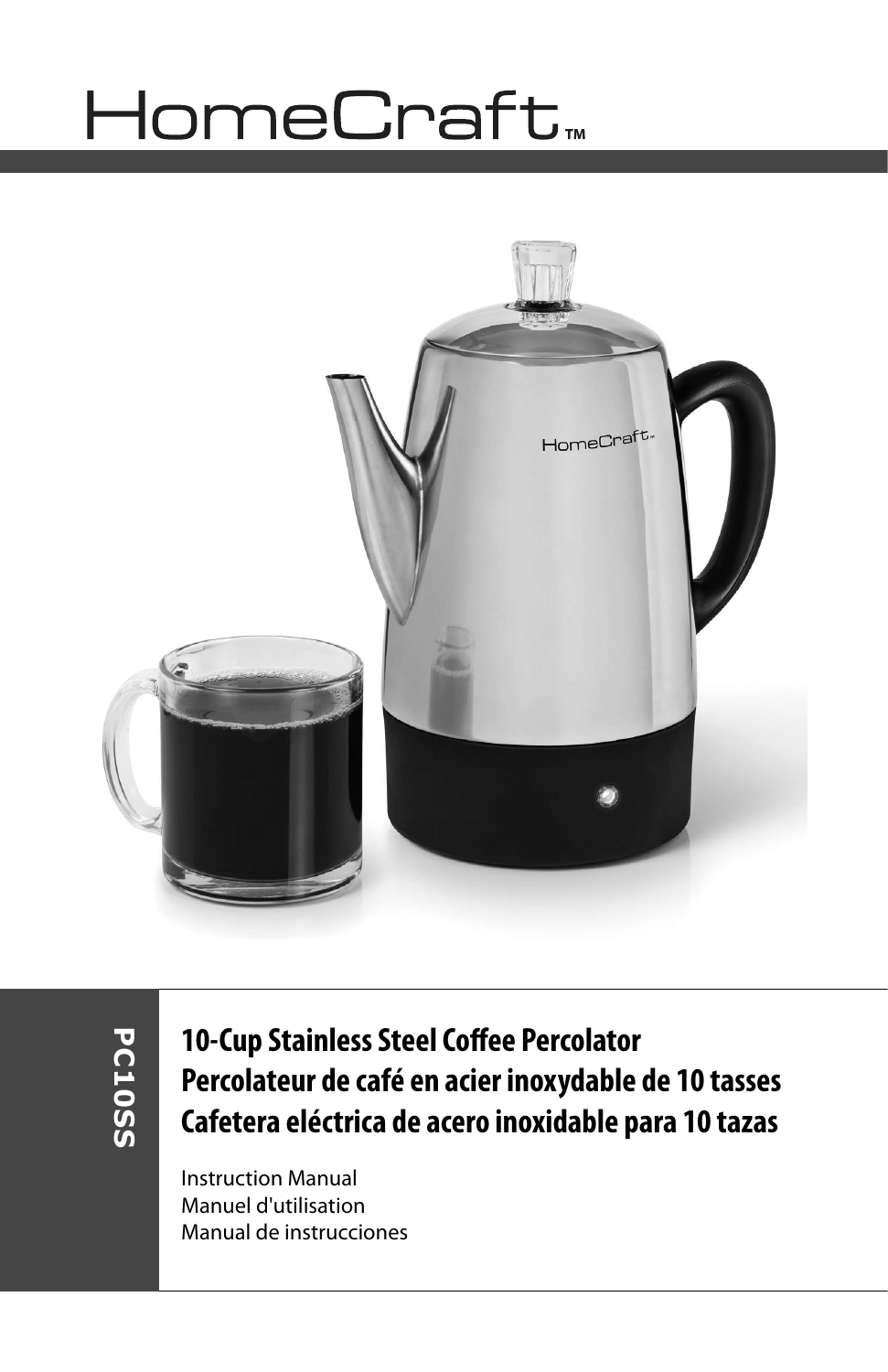# HomeCraft™

PC10SS

**10-Cup Stainless Steel Coffee Percolator**
**Percolateur de café en acier inoxydable de 10 tasses**
**Cafetera eléctrica de acero inoxidable para 10 tazas**

Instruction Manual
Manuel d'utilisation
Manual de instrucciones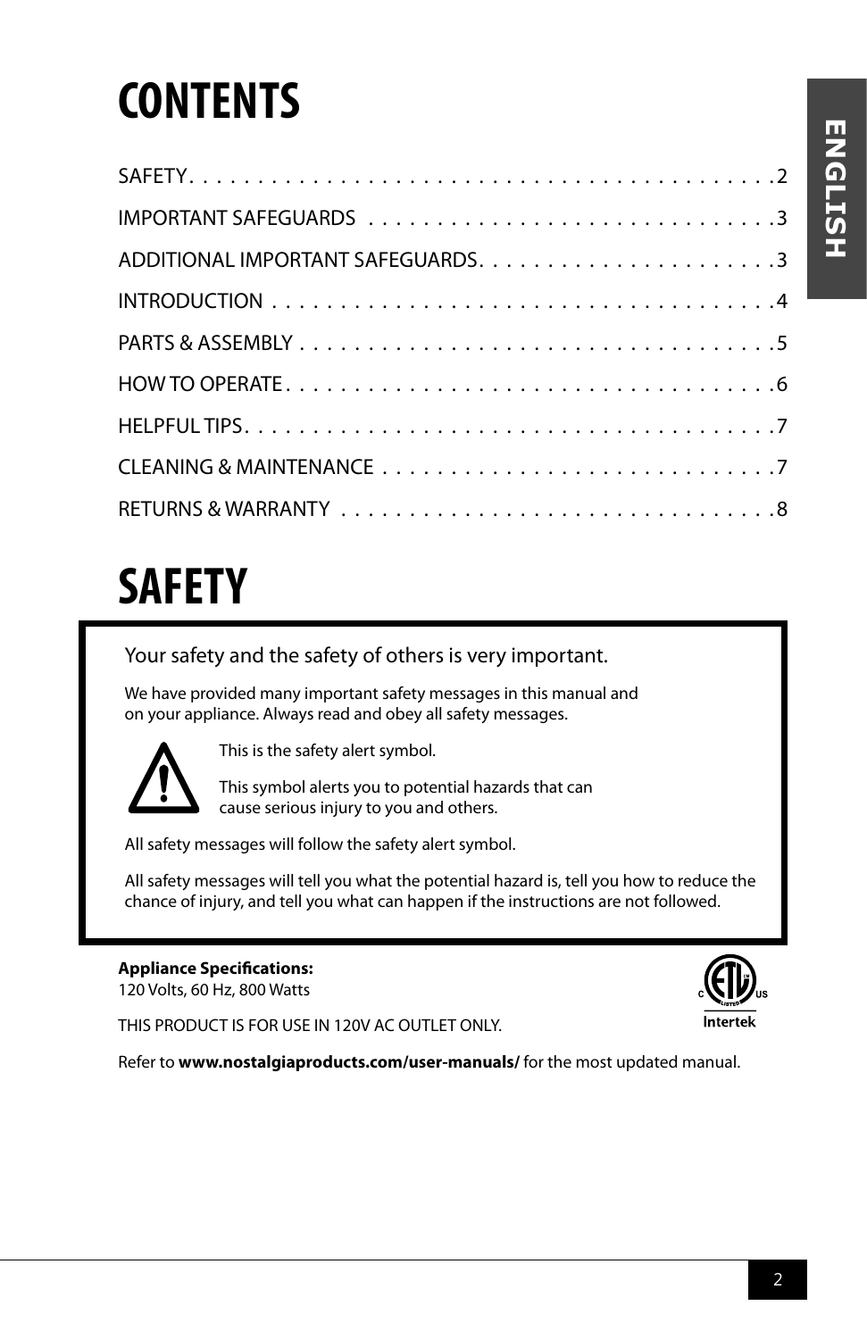# CONTENTS

SAFETY . . . . . . . . . . . . . . . . . . . . . . . . . . . . . . . . . . . . . . . . . . . 2

IMPORTANT SAFEGUARDS . . . . . . . . . . . . . . . . . . . . . . . . . . . . . . 3

ADDITIONAL IMPORTANT SAFEGUARDS . . . . . . . . . . . . . . . . . . . . . . 3

INTRODUCTION . . . . . . . . . . . . . . . . . . . . . . . . . . . . . . . . . . . . . 4

PARTS & ASSEMBLY . . . . . . . . . . . . . . . . . . . . . . . . . . . . . . . . . . . 5

HOW TO OPERATE . . . . . . . . . . . . . . . . . . . . . . . . . . . . . . . . . . . . 6

HELPFUL TIPS . . . . . . . . . . . . . . . . . . . . . . . . . . . . . . . . . . . . . . . 7

CLEANING & MAINTENANCE . . . . . . . . . . . . . . . . . . . . . . . . . . . . . 7

RETURNS & WARRANTY . . . . . . . . . . . . . . . . . . . . . . . . . . . . . . . . 8

# SAFETY

Your safety and the safety of others is very important.

We have provided many important safety messages in this manual and on your appliance. Always read and obey all safety messages.

⚠ This is the safety alert symbol.

This symbol alerts you to potential hazards that can cause serious injury to you and others.

All safety messages will follow the safety alert symbol.

All safety messages will tell you what the potential hazard is, tell you how to reduce the chance of injury, and tell you what can happen if the instructions are not followed.

**Appliance Specifications:**
120 Volts, 60 Hz, 800 Watts

THIS PRODUCT IS FOR USE IN 120V AC OUTLET ONLY.

Refer to **www.nostalgiaproducts.com/user-manuals/** for the most updated manual.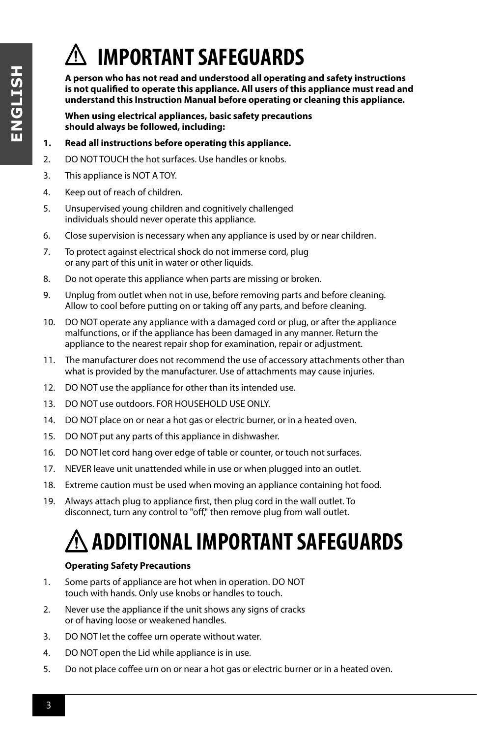# ⚠ IMPORTANT SAFEGUARDS

**A person who has not read and understood all operating and safety instructions is not qualified to operate this appliance. All users of this appliance must read and understand this Instruction Manual before operating or cleaning this appliance.**

**When using electrical appliances, basic safety precautions should always be followed, including:**

1. **Read all instructions before operating this appliance.**
2. DO NOT TOUCH the hot surfaces. Use handles or knobs.
3. This appliance is NOT A TOY.
4. Keep out of reach of children.
5. Unsupervised young children and cognitively challenged individuals should never operate this appliance.
6. Close supervision is necessary when any appliance is used by or near children.
7. To protect against electrical shock do not immerse cord, plug or any part of this unit in water or other liquids.
8. Do not operate this appliance when parts are missing or broken.
9. Unplug from outlet when not in use, before removing parts and before cleaning. Allow to cool before putting on or taking off any parts, and before cleaning.
10. DO NOT operate any appliance with a damaged cord or plug, or after the appliance malfunctions, or if the appliance has been damaged in any manner. Return the appliance to the nearest repair shop for examination, repair or adjustment.
11. The manufacturer does not recommend the use of accessory attachments other than what is provided by the manufacturer. Use of attachments may cause injuries.
12. DO NOT use the appliance for other than its intended use.
13. DO NOT use outdoors. FOR HOUSEHOLD USE ONLY.
14. DO NOT place on or near a hot gas or electric burner, or in a heated oven.
15. DO NOT put any parts of this appliance in dishwasher.
16. DO NOT let cord hang over edge of table or counter, or touch not surfaces.
17. NEVER leave unit unattended while in use or when plugged into an outlet.
18. Extreme caution must be used when moving an appliance containing hot food.
19. Always attach plug to appliance first, then plug cord in the wall outlet. To disconnect, turn any control to "off," then remove plug from wall outlet.

# ⚠ ADDITIONAL IMPORTANT SAFEGUARDS

**Operating Safety Precautions**

1. Some parts of appliance are hot when in operation. DO NOT touch with hands. Only use knobs or handles to touch.
2. Never use the appliance if the unit shows any signs of cracks or of having loose or weakened handles.
3. DO NOT let the coffee urn operate without water.
4. DO NOT open the Lid while appliance is in use.
5. Do not place coffee urn on or near a hot gas or electric burner or in a heated oven.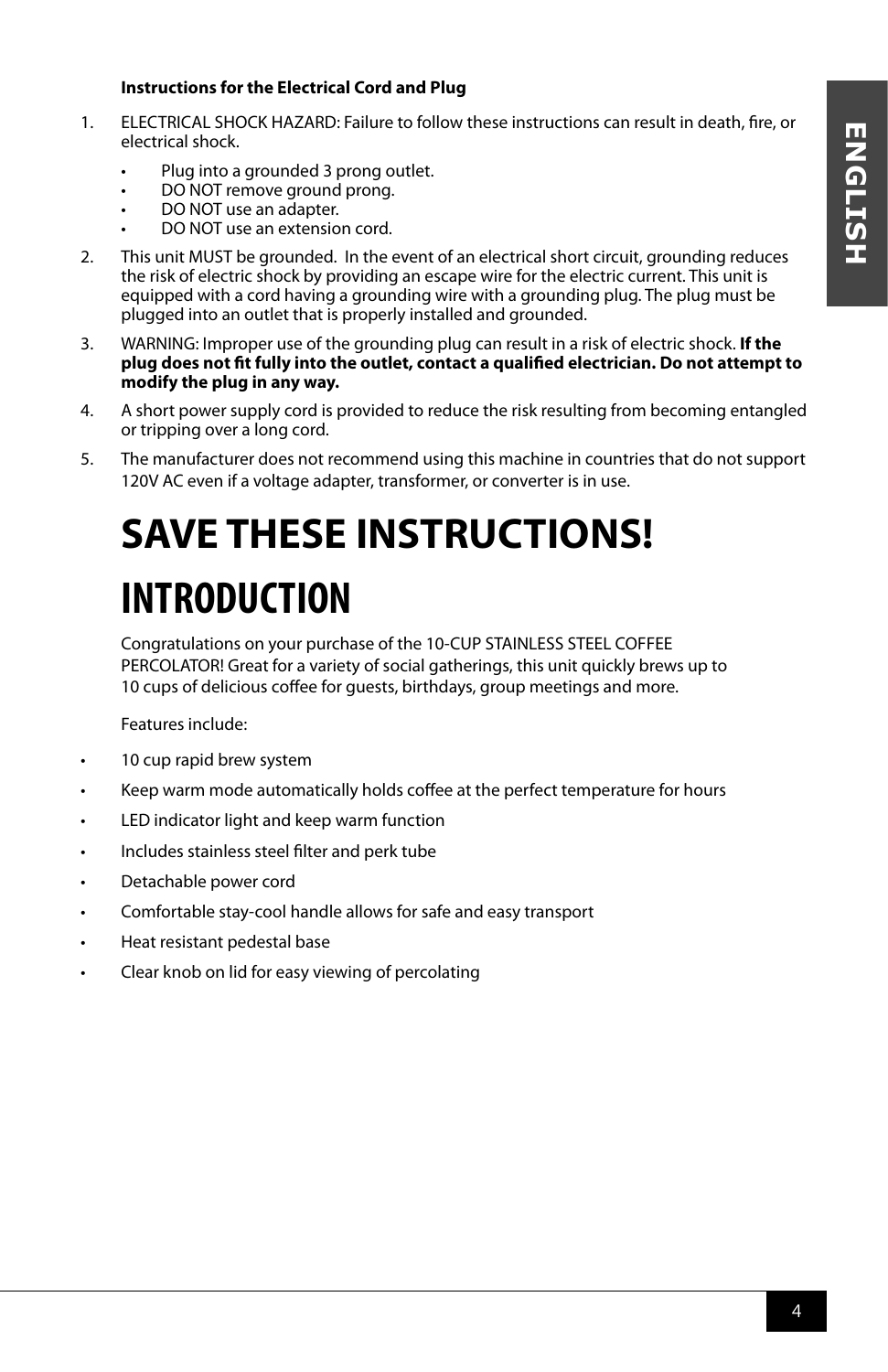**Instructions for the Electrical Cord and Plug**

1. ELECTRICAL SHOCK HAZARD: Failure to follow these instructions can result in death, fire, or electrical shock.
   - Plug into a grounded 3 prong outlet.
   - DO NOT remove ground prong.
   - DO NOT use an adapter.
   - DO NOT use an extension cord.
2. This unit MUST be grounded. In the event of an electrical short circuit, grounding reduces the risk of electric shock by providing an escape wire for the electric current. This unit is equipped with a cord having a grounding wire with a grounding plug. The plug must be plugged into an outlet that is properly installed and grounded.
3. WARNING: Improper use of the grounding plug can result in a risk of electric shock. **If the plug does not fit fully into the outlet, contact a qualified electrician. Do not attempt to modify the plug in any way.**
4. A short power supply cord is provided to reduce the risk resulting from becoming entangled or tripping over a long cord.
5. The manufacturer does not recommend using this machine in countries that do not support 120V AC even if a voltage adapter, transformer, or converter is in use.

# SAVE THESE INSTRUCTIONS!

# INTRODUCTION

Congratulations on your purchase of the 10-CUP STAINLESS STEEL COFFEE PERCOLATOR! Great for a variety of social gatherings, this unit quickly brews up to 10 cups of delicious coffee for guests, birthdays, group meetings and more.

Features include:

- 10 cup rapid brew system
- Keep warm mode automatically holds coffee at the perfect temperature for hours
- LED indicator light and keep warm function
- Includes stainless steel filter and perk tube
- Detachable power cord
- Comfortable stay-cool handle allows for safe and easy transport
- Heat resistant pedestal base
- Clear knob on lid for easy viewing of percolating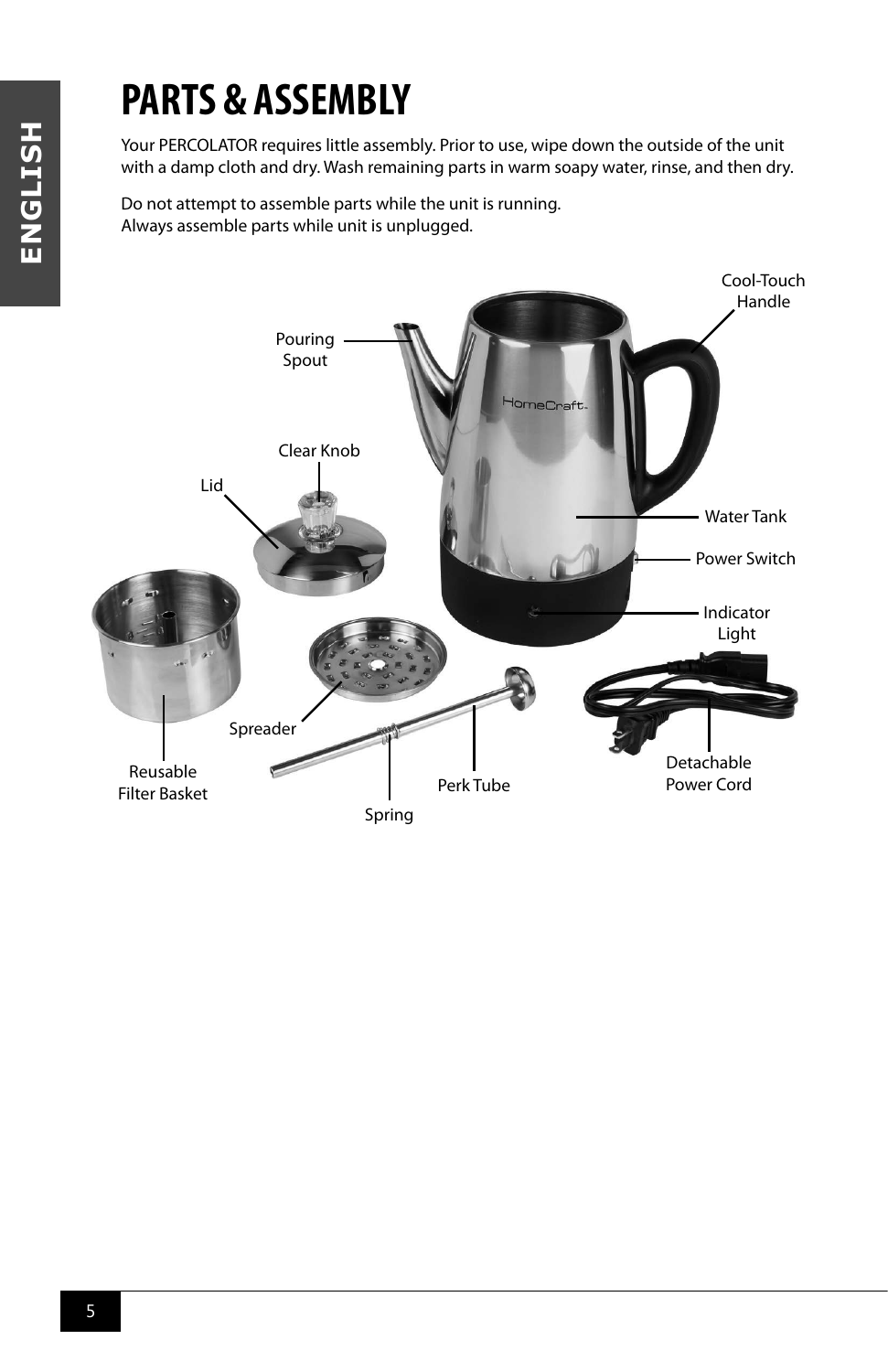# PARTS & ASSEMBLY

Your PERCOLATOR requires little assembly. Prior to use, wipe down the outside of the unit with a damp cloth and dry. Wash remaining parts in warm soapy water, rinse, and then dry.

Do not attempt to assemble parts while the unit is running.
Always assemble parts while unit is unplugged.

Cool-Touch Handle

Pouring Spout

Clear Knob

Lid

Water Tank

Power Switch

Indicator Light

Spreader

Reusable Filter Basket

Perk Tube

Spring

Detachable Power Cord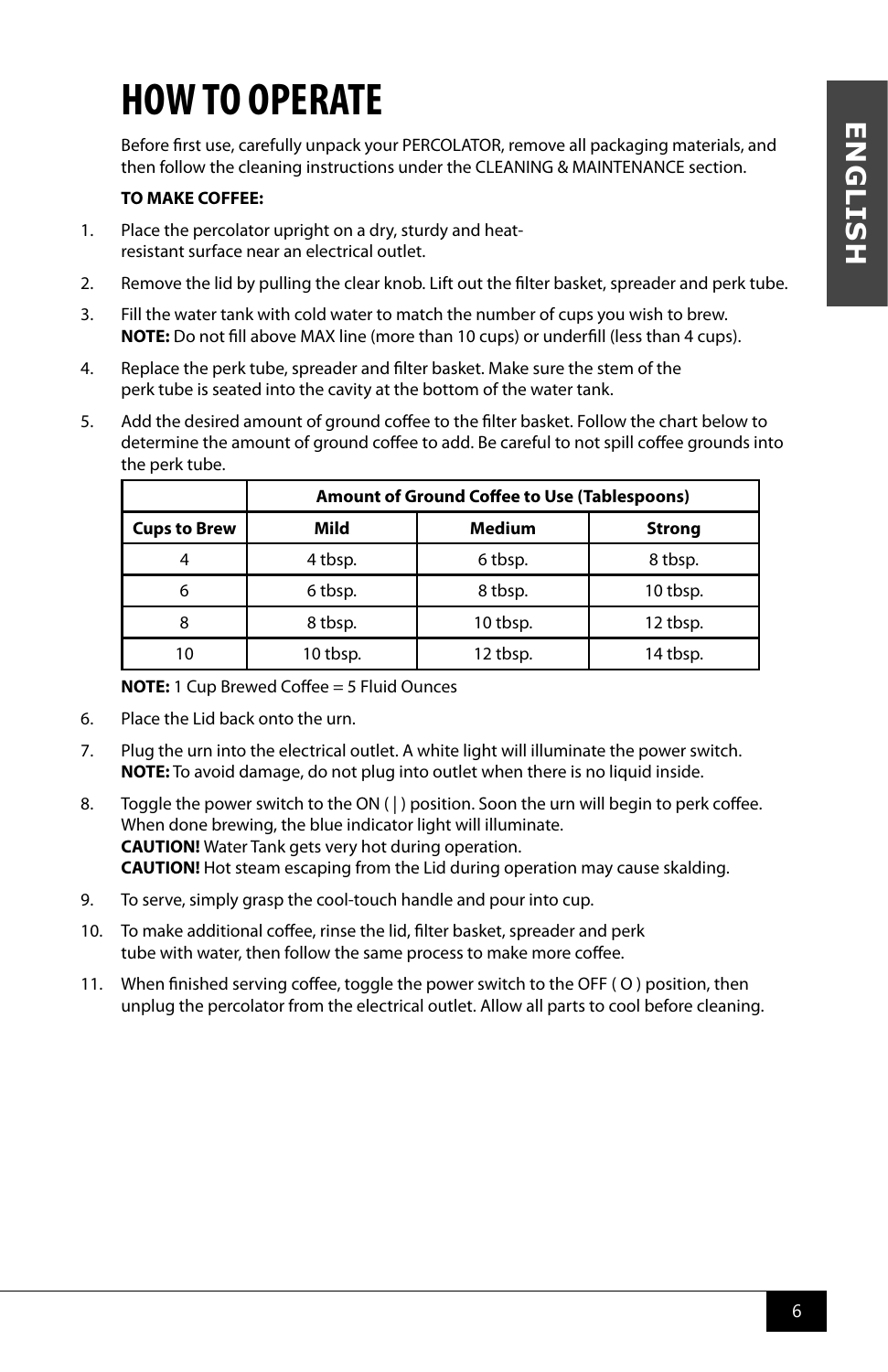# HOW TO OPERATE

Before first use, carefully unpack your PERCOLATOR, remove all packaging materials, and then follow the cleaning instructions under the CLEANING & MAINTENANCE section.

**TO MAKE COFFEE:**

1. Place the percolator upright on a dry, sturdy and heat-resistant surface near an electrical outlet.
2. Remove the lid by pulling the clear knob. Lift out the filter basket, spreader and perk tube.
3. Fill the water tank with cold water to match the number of cups you wish to brew.
   **NOTE:** Do not fill above MAX line (more than 10 cups) or underfill (less than 4 cups).
4. Replace the perk tube, spreader and filter basket. Make sure the stem of the perk tube is seated into the cavity at the bottom of the water tank.
5. Add the desired amount of ground coffee to the filter basket. Follow the chart below to determine the amount of ground coffee to add. Be careful to not spill coffee grounds into the perk tube.

| | **Amount of Ground Coffee to Use (Tablespoons)** | | |
|---|---|---|---|
| **Cups to Brew** | **Mild** | **Medium** | **Strong** |
| 4 | 4 tbsp. | 6 tbsp. | 8 tbsp. |
| 6 | 6 tbsp. | 8 tbsp. | 10 tbsp. |
| 8 | 8 tbsp. | 10 tbsp. | 12 tbsp. |
| 10 | 10 tbsp. | 12 tbsp. | 14 tbsp. |

   **NOTE:** 1 Cup Brewed Coffee = 5 Fluid Ounces

6. Place the Lid back onto the urn.
7. Plug the urn into the electrical outlet. A white light will illuminate the power switch.
   **NOTE:** To avoid damage, do not plug into outlet when there is no liquid inside.
8. Toggle the power switch to the ON ( | ) position. Soon the urn will begin to perk coffee. When done brewing, the blue indicator light will illuminate.
   **CAUTION!** Water Tank gets very hot during operation.
   **CAUTION!** Hot steam escaping from the Lid during operation may cause skalding.
9. To serve, simply grasp the cool-touch handle and pour into cup.
10. To make additional coffee, rinse the lid, filter basket, spreader and perk tube with water, then follow the same process to make more coffee.
11. When finished serving coffee, toggle the power switch to the OFF ( O ) position, then unplug the percolator from the electrical outlet. Allow all parts to cool before cleaning.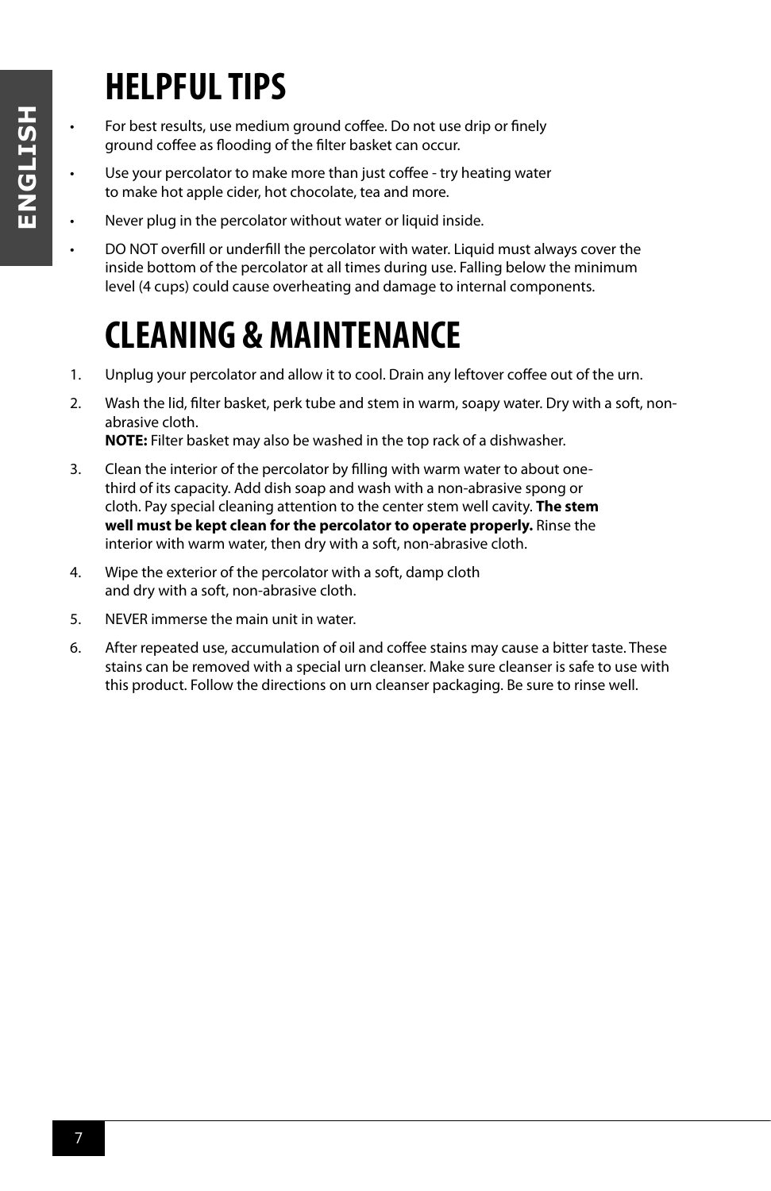# HELPFUL TIPS

- For best results, use medium ground coffee. Do not use drip or finely ground coffee as flooding of the filter basket can occur.
- Use your percolator to make more than just coffee - try heating water to make hot apple cider, hot chocolate, tea and more.
- Never plug in the percolator without water or liquid inside.
- DO NOT overfill or underfill the percolator with water. Liquid must always cover the inside bottom of the percolator at all times during use. Falling below the minimum level (4 cups) could cause overheating and damage to internal components.

# CLEANING & MAINTENANCE

1. Unplug your percolator and allow it to cool. Drain any leftover coffee out of the urn.
2. Wash the lid, filter basket, perk tube and stem in warm, soapy water. Dry with a soft, non-abrasive cloth.
   **NOTE:** Filter basket may also be washed in the top rack of a dishwasher.
3. Clean the interior of the percolator by filling with warm water to about one-third of its capacity. Add dish soap and wash with a non-abrasive spong or cloth. Pay special cleaning attention to the center stem well cavity. **The stem well must be kept clean for the percolator to operate properly.** Rinse the interior with warm water, then dry with a soft, non-abrasive cloth.
4. Wipe the exterior of the percolator with a soft, damp cloth and dry with a soft, non-abrasive cloth.
5. NEVER immerse the main unit in water.
6. After repeated use, accumulation of oil and coffee stains may cause a bitter taste. These stains can be removed with a special urn cleanser. Make sure cleanser is safe to use with this product. Follow the directions on urn cleanser packaging. Be sure to rinse well.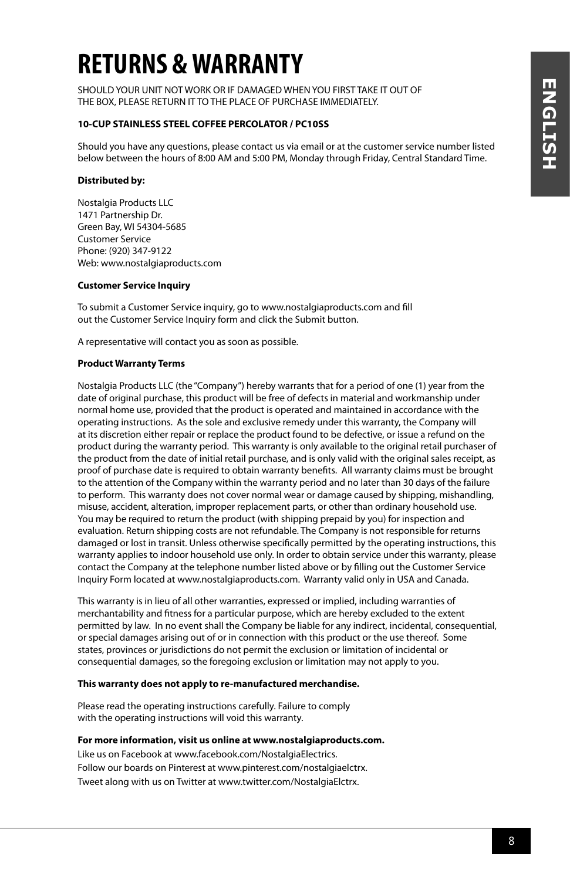# RETURNS & WARRANTY

SHOULD YOUR UNIT NOT WORK OR IF DAMAGED WHEN YOU FIRST TAKE IT OUT OF THE BOX, PLEASE RETURN IT TO THE PLACE OF PURCHASE IMMEDIATELY.

**10-CUP STAINLESS STEEL COFFEE PERCOLATOR / PC10SS**

Should you have any questions, please contact us via email or at the customer service number listed below between the hours of 8:00 AM and 5:00 PM, Monday through Friday, Central Standard Time.

**Distributed by:**

Nostalgia Products LLC
1471 Partnership Dr.
Green Bay, WI 54304-5685
Customer Service
Phone: (920) 347-9122
Web: www.nostalgiaproducts.com

**Customer Service Inquiry**

To submit a Customer Service inquiry, go to www.nostalgiaproducts.com and fill out the Customer Service Inquiry form and click the Submit button.

A representative will contact you as soon as possible.

**Product Warranty Terms**

Nostalgia Products LLC (the "Company") hereby warrants that for a period of one (1) year from the date of original purchase, this product will be free of defects in material and workmanship under normal home use, provided that the product is operated and maintained in accordance with the operating instructions. As the sole and exclusive remedy under this warranty, the Company will at its discretion either repair or replace the product found to be defective, or issue a refund on the product during the warranty period. This warranty is only available to the original retail purchaser of the product from the date of initial retail purchase, and is only valid with the original sales receipt, as proof of purchase date is required to obtain warranty benefits. All warranty claims must be brought to the attention of the Company within the warranty period and no later than 30 days of the failure to perform. This warranty does not cover normal wear or damage caused by shipping, mishandling, misuse, accident, alteration, improper replacement parts, or other than ordinary household use. You may be required to return the product (with shipping prepaid by you) for inspection and evaluation. Return shipping costs are not refundable. The Company is not responsible for returns damaged or lost in transit. Unless otherwise specifically permitted by the operating instructions, this warranty applies to indoor household use only. In order to obtain service under this warranty, please contact the Company at the telephone number listed above or by filling out the Customer Service Inquiry Form located at www.nostalgiaproducts.com. Warranty valid only in USA and Canada.

This warranty is in lieu of all other warranties, expressed or implied, including warranties of merchantability and fitness for a particular purpose, which are hereby excluded to the extent permitted by law. In no event shall the Company be liable for any indirect, incidental, consequential, or special damages arising out of or in connection with this product or the use thereof. Some states, provinces or jurisdictions do not permit the exclusion or limitation of incidental or consequential damages, so the foregoing exclusion or limitation may not apply to you.

**This warranty does not apply to re-manufactured merchandise.**

Please read the operating instructions carefully. Failure to comply with the operating instructions will void this warranty.

**For more information, visit us online at www.nostalgiaproducts.com.**
Like us on Facebook at www.facebook.com/NostalgiaElectrics.
Follow our boards on Pinterest at www.pinterest.com/nostalgiaelctrx.
Tweet along with us on Twitter at www.twitter.com/NostalgiaElctrx.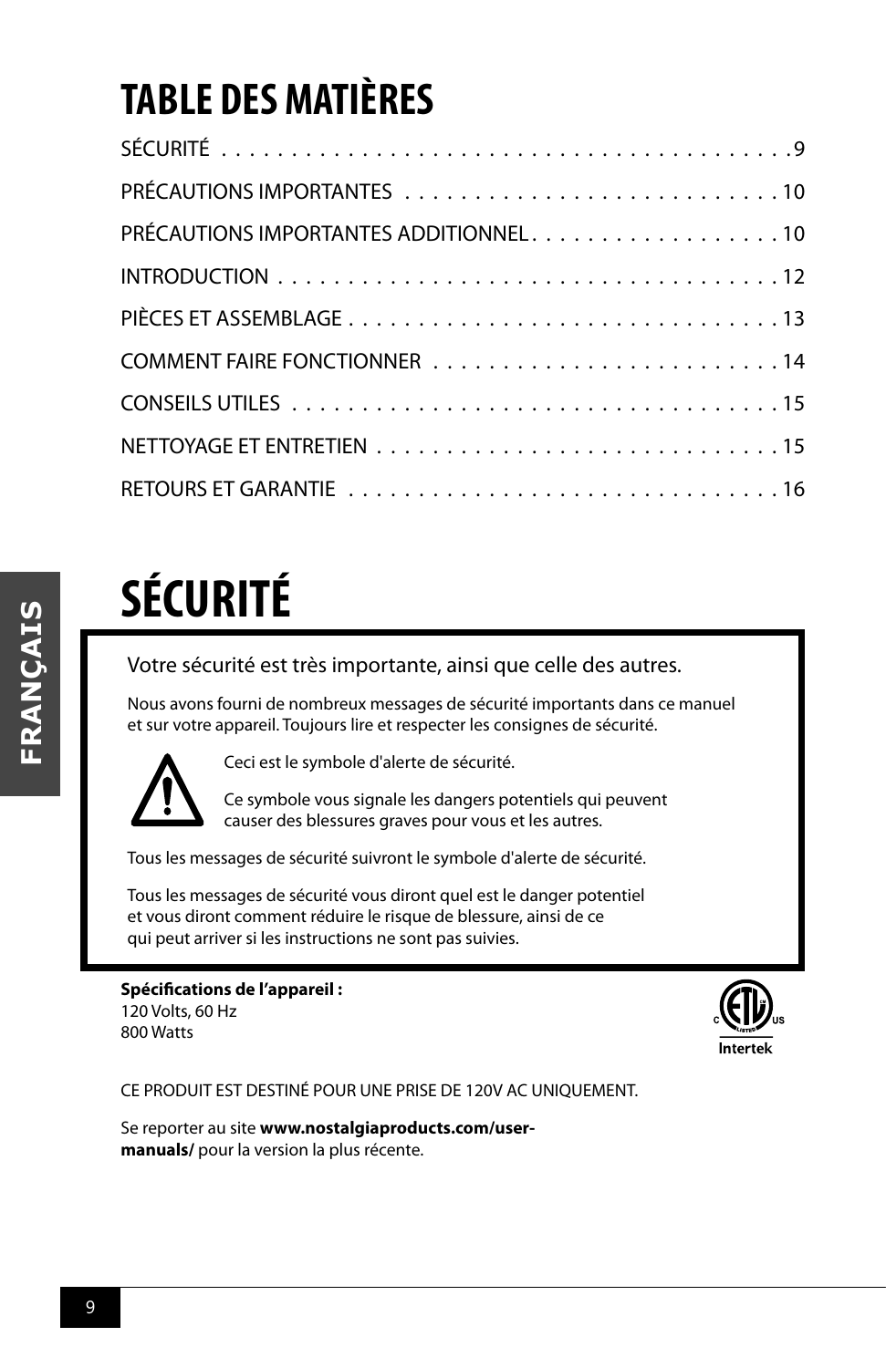# TABLE DES MATIÈRES

| | |
|---|---|
| SÉCURITÉ | 9 |
| PRÉCAUTIONS IMPORTANTES | 10 |
| PRÉCAUTIONS IMPORTANTES ADDITIONNEL | 10 |
| INTRODUCTION | 12 |
| PIÈCES ET ASSEMBLAGE | 13 |
| COMMENT FAIRE FONCTIONNER | 14 |
| CONSEILS UTILES | 15 |
| NETTOYAGE ET ENTRETIEN | 15 |
| RETOURS ET GARANTIE | 16 |

# SÉCURITÉ

Votre sécurité est très importante, ainsi que celle des autres.

Nous avons fourni de nombreux messages de sécurité importants dans ce manuel et sur votre appareil. Toujours lire et respecter les consignes de sécurité.

Ceci est le symbole d'alerte de sécurité.

Ce symbole vous signale les dangers potentiels qui peuvent causer des blessures graves pour vous et les autres.

Tous les messages de sécurité suivront le symbole d'alerte de sécurité.

Tous les messages de sécurité vous diront quel est le danger potentiel et vous diront comment réduire le risque de blessure, ainsi de ce qui peut arriver si les instructions ne sont pas suivies.

**Spécifications de l'appareil :**
120 Volts, 60 Hz
800 Watts

Intertek

CE PRODUIT EST DESTINÉ POUR UNE PRISE DE 120V AC UNIQUEMENT.

Se reporter au site **www.nostalgiaproducts.com/user-manuals/** pour la version la plus récente.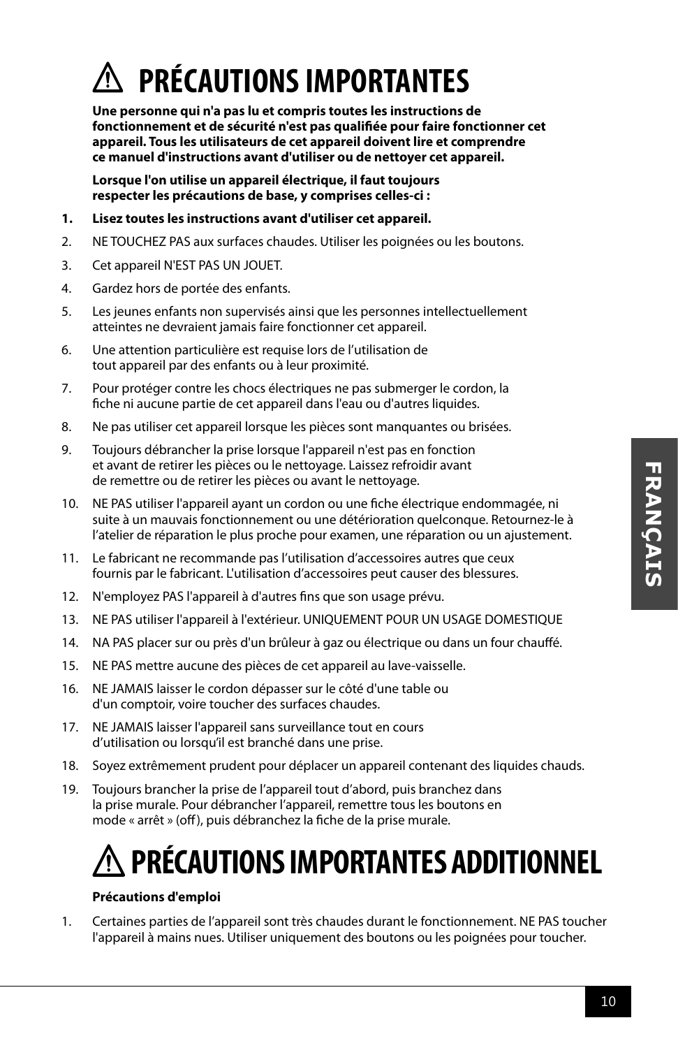# ⚠ PRÉCAUTIONS IMPORTANTES

**Une personne qui n'a pas lu et compris toutes les instructions de fonctionnement et de sécurité n'est pas qualifiée pour faire fonctionner cet appareil. Tous les utilisateurs de cet appareil doivent lire et comprendre ce manuel d'instructions avant d'utiliser ou de nettoyer cet appareil.**

**Lorsque l'on utilise un appareil électrique, il faut toujours respecter les précautions de base, y comprises celles-ci :**

1. **Lisez toutes les instructions avant d'utiliser cet appareil.**
2. NE TOUCHEZ PAS aux surfaces chaudes. Utiliser les poignées ou les boutons.
3. Cet appareil N'EST PAS UN JOUET.
4. Gardez hors de portée des enfants.
5. Les jeunes enfants non supervisés ainsi que les personnes intellectuellement atteintes ne devraient jamais faire fonctionner cet appareil.
6. Une attention particulière est requise lors de l'utilisation de tout appareil par des enfants ou à leur proximité.
7. Pour protéger contre les chocs électriques ne pas submerger le cordon, la fiche ni aucune partie de cet appareil dans l'eau ou d'autres liquides.
8. Ne pas utiliser cet appareil lorsque les pièces sont manquantes ou brisées.
9. Toujours débrancher la prise lorsque l'appareil n'est pas en fonction et avant de retirer les pièces ou le nettoyage. Laissez refroidir avant de remettre ou de retirer les pièces ou avant le nettoyage.
10. NE PAS utiliser l'appareil ayant un cordon ou une fiche électrique endommagée, ni suite à un mauvais fonctionnement ou une détérioration quelconque. Retournez-le à l'atelier de réparation le plus proche pour examen, une réparation ou un ajustement.
11. Le fabricant ne recommande pas l'utilisation d'accessoires autres que ceux fournis par le fabricant. L'utilisation d'accessoires peut causer des blessures.
12. N'employez PAS l'appareil à d'autres fins que son usage prévu.
13. NE PAS utiliser l'appareil à l'extérieur. UNIQUEMENT POUR UN USAGE DOMESTIQUE
14. NA PAS placer sur ou près d'un brûleur à gaz ou électrique ou dans un four chauffé.
15. NE PAS mettre aucune des pièces de cet appareil au lave-vaisselle.
16. NE JAMAIS laisser le cordon dépasser sur le côté d'une table ou d'un comptoir, voire toucher des surfaces chaudes.
17. NE JAMAIS laisser l'appareil sans surveillance tout en cours d'utilisation ou lorsqu'il est branché dans une prise.
18. Soyez extrêmement prudent pour déplacer un appareil contenant des liquides chauds.
19. Toujours brancher la prise de l'appareil tout d'abord, puis branchez dans la prise murale. Pour débrancher l'appareil, remettre tous les boutons en mode « arrêt » (off), puis débranchez la fiche de la prise murale.

# ⚠ PRÉCAUTIONS IMPORTANTES ADDITIONNEL

**Précautions d'emploi**

1. Certaines parties de l'appareil sont très chaudes durant le fonctionnement. NE PAS toucher l'appareil à mains nues. Utiliser uniquement des boutons ou les poignées pour toucher.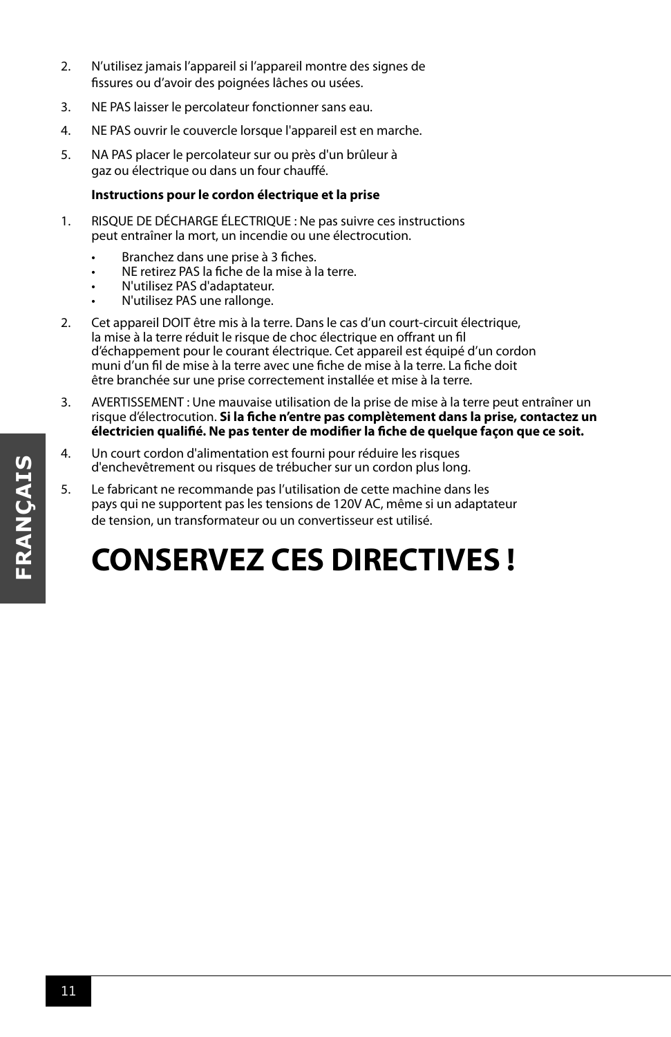2. N'utilisez jamais l'appareil si l'appareil montre des signes de fissures ou d'avoir des poignées lâches ou usées.

3. NE PAS laisser le percolateur fonctionner sans eau.

4. NE PAS ouvrir le couvercle lorsque l'appareil est en marche.

5. NA PAS placer le percolateur sur ou près d'un brûleur à gaz ou électrique ou dans un four chauffé.

**Instructions pour le cordon électrique et la prise**

1. RISQUE DE DÉCHARGE ÉLECTRIQUE : Ne pas suivre ces instructions peut entraîner la mort, un incendie ou une électrocution.
   - Branchez dans une prise à 3 fiches.
   - NE retirez PAS la fiche de la mise à la terre.
   - N'utilisez PAS d'adaptateur.
   - N'utilisez PAS une rallonge.

2. Cet appareil DOIT être mis à la terre. Dans le cas d'un court-circuit électrique, la mise à la terre réduit le risque de choc électrique en offrant un fil d'échappement pour le courant électrique. Cet appareil est équipé d'un cordon muni d'un fil de mise à la terre avec une fiche de mise à la terre. La fiche doit être branchée sur une prise correctement installée et mise à la terre.

3. AVERTISSEMENT : Une mauvaise utilisation de la prise de mise à la terre peut entraîner un risque d'électrocution. **Si la fiche n'entre pas complètement dans la prise, contactez un électricien qualifié. Ne pas tenter de modifier la fiche de quelque façon que ce soit.**

4. Un court cordon d'alimentation est fourni pour réduire les risques d'enchevêtrement ou risques de trébucher sur un cordon plus long.

5. Le fabricant ne recommande pas l'utilisation de cette machine dans les pays qui ne supportent pas les tensions de 120V AC, même si un adaptateur de tension, un transformateur ou un convertisseur est utilisé.

# CONSERVEZ CES DIRECTIVES !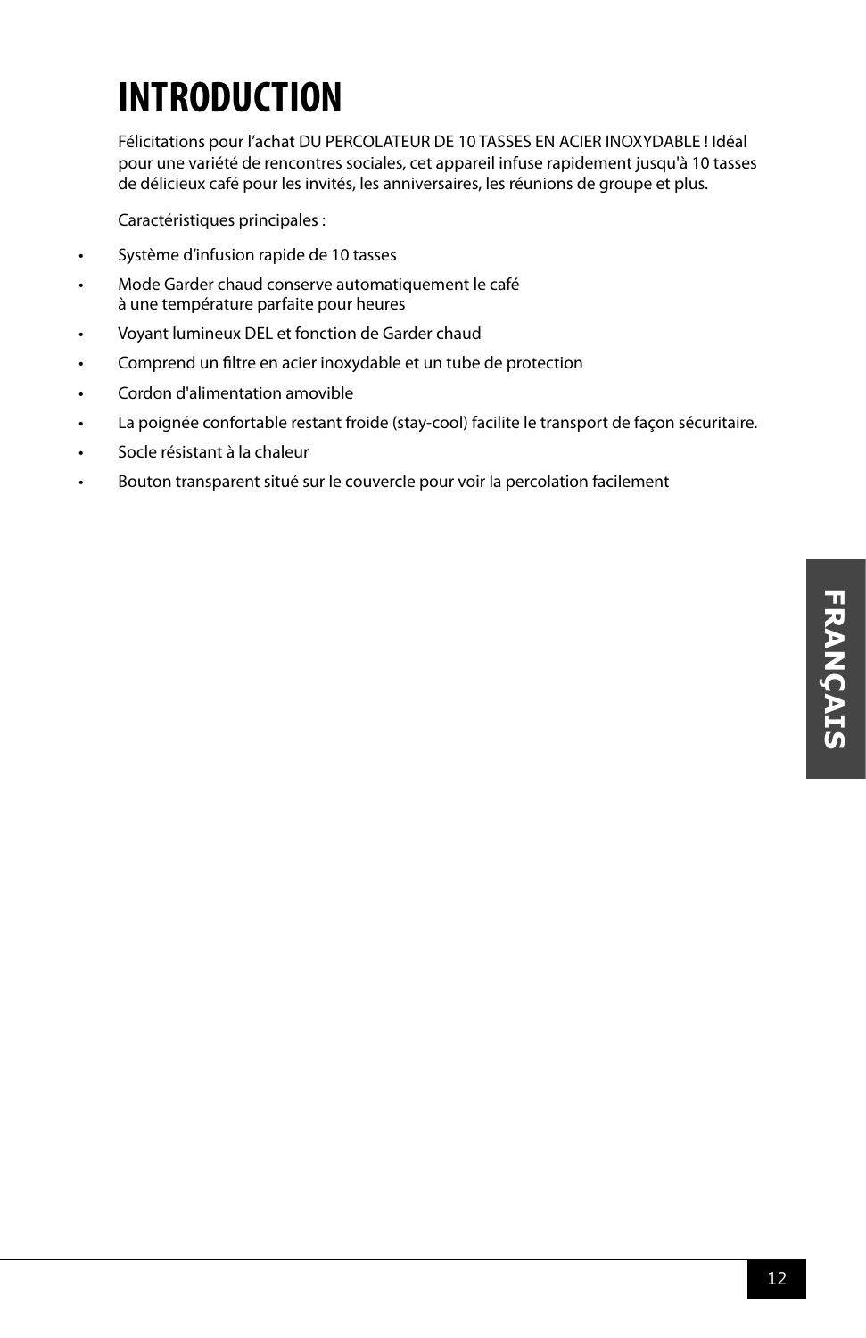# INTRODUCTION

Félicitations pour l'achat DU PERCOLATEUR DE 10 TASSES EN ACIER INOXYDABLE ! Idéal pour une variété de rencontres sociales, cet appareil infuse rapidement jusqu'à 10 tasses de délicieux café pour les invités, les anniversaires, les réunions de groupe et plus.

Caractéristiques principales :

- Système d'infusion rapide de 10 tasses
- Mode Garder chaud conserve automatiquement le café à une température parfaite pour heures
- Voyant lumineux DEL et fonction de Garder chaud
- Comprend un filtre en acier inoxydable et un tube de protection
- Cordon d'alimentation amovible
- La poignée confortable restant froide (stay-cool) facilite le transport de façon sécuritaire.
- Socle résistant à la chaleur
- Bouton transparent situé sur le couvercle pour voir la percolation facilement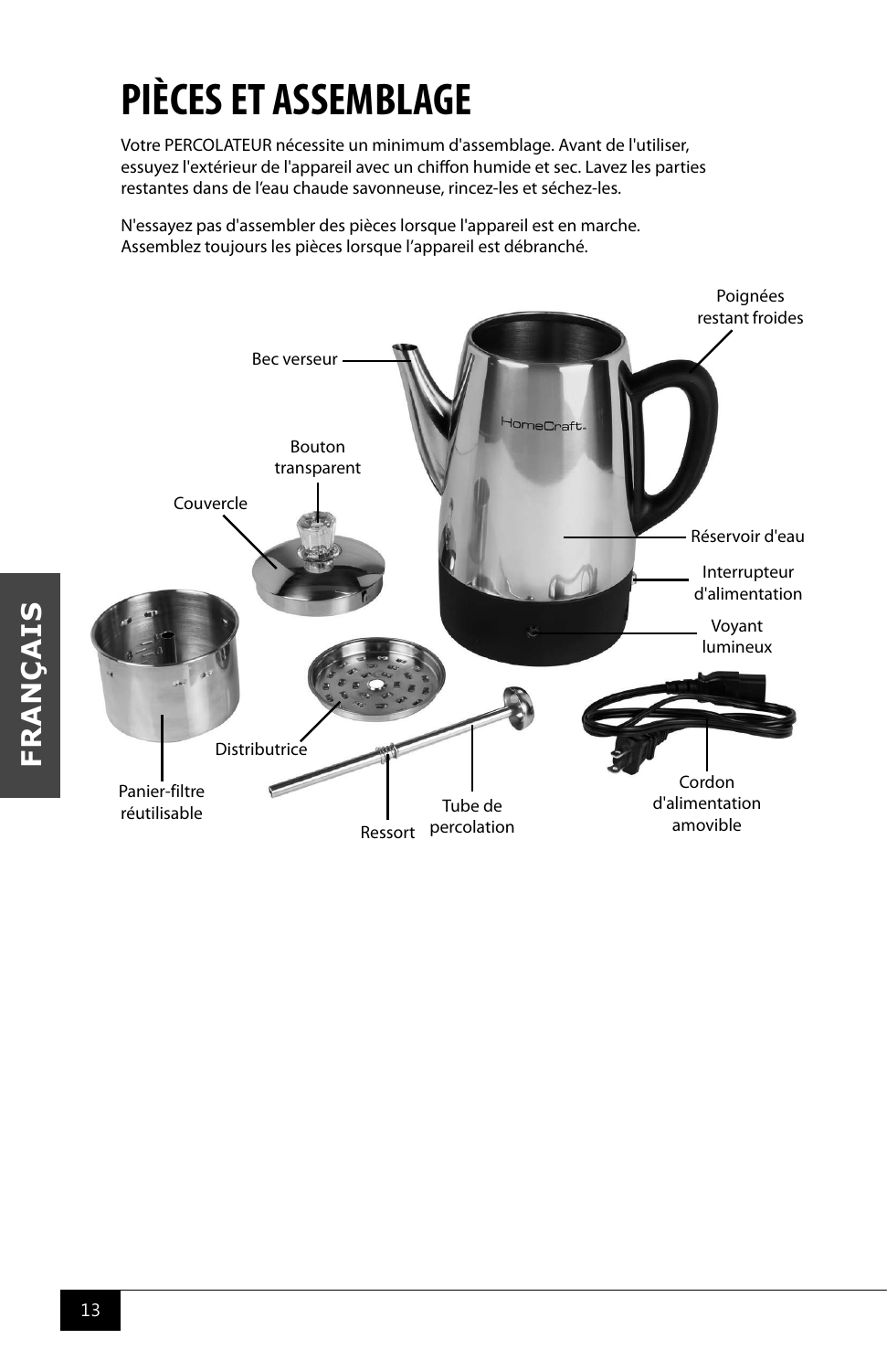# PIÈCES ET ASSEMBLAGE

Votre PERCOLATEUR nécessite un minimum d'assemblage. Avant de l'utiliser, essuyez l'extérieur de l'appareil avec un chiffon humide et sec. Lavez les parties restantes dans de l'eau chaude savonneuse, rincez-les et séchez-les.

N'essayez pas d'assembler des pièces lorsque l'appareil est en marche. Assemblez toujours les pièces lorsque l'appareil est débranché.

Poignées restant froides

Bec verseur

Bouton transparent

Couvercle

Réservoir d'eau

Interrupteur d'alimentation

Voyant lumineux

Distributrice

Panier-filtre réutilisable

Ressort

Tube de percolation

Cordon d'alimentation amovible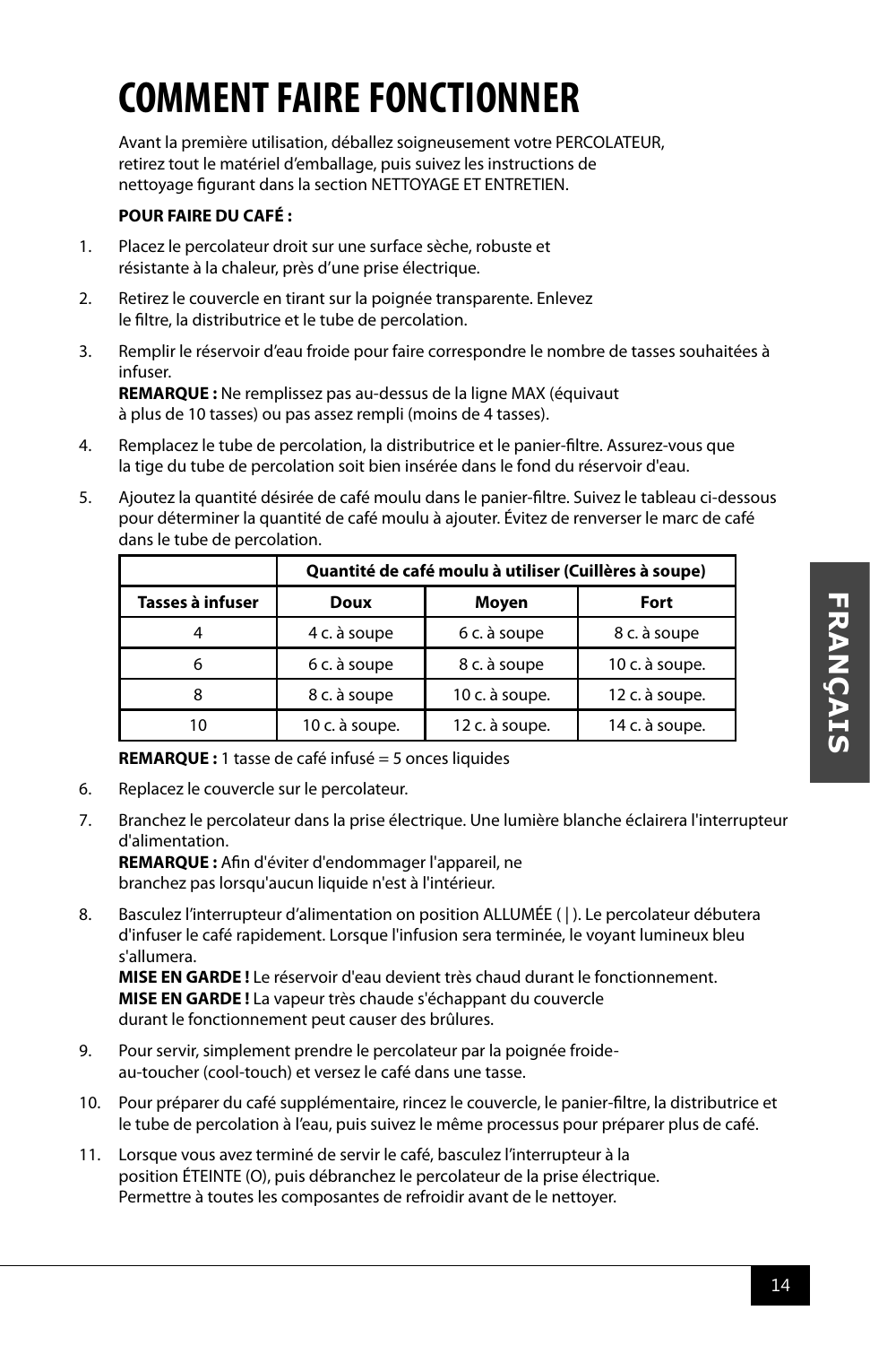# COMMENT FAIRE FONCTIONNER

Avant la première utilisation, déballez soigneusement votre PERCOLATEUR, retirez tout le matériel d'emballage, puis suivez les instructions de nettoyage figurant dans la section NETTOYAGE ET ENTRETIEN.

**POUR FAIRE DU CAFÉ :**

1. Placez le percolateur droit sur une surface sèche, robuste et résistante à la chaleur, près d'une prise électrique.
2. Retirez le couvercle en tirant sur la poignée transparente. Enlevez le filtre, la distributrice et le tube de percolation.
3. Remplir le réservoir d'eau froide pour faire correspondre le nombre de tasses souhaitées à infuser.
   **REMARQUE :** Ne remplissez pas au-dessus de la ligne MAX (équivaut à plus de 10 tasses) ou pas assez rempli (moins de 4 tasses).
4. Remplacez le tube de percolation, la distributrice et le panier-filtre. Assurez-vous que la tige du tube de percolation soit bien insérée dans le fond du réservoir d'eau.
5. Ajoutez la quantité désirée de café moulu dans le panier-filtre. Suivez le tableau ci-dessous pour déterminer la quantité de café moulu à ajouter. Évitez de renverser le marc de café dans le tube de percolation.

| | Quantité de café moulu à utiliser (Cuillères à soupe) | | |
|---|---|---|---|
| **Tasses à infuser** | **Doux** | **Moyen** | **Fort** |
| 4 | 4 c. à soupe | 6 c. à soupe | 8 c. à soupe |
| 6 | 6 c. à soupe | 8 c. à soupe | 10 c. à soupe. |
| 8 | 8 c. à soupe | 10 c. à soupe. | 12 c. à soupe. |
| 10 | 10 c. à soupe. | 12 c. à soupe. | 14 c. à soupe. |

**REMARQUE :** 1 tasse de café infusé = 5 onces liquides

6. Replacez le couvercle sur le percolateur.
7. Branchez le percolateur dans la prise électrique. Une lumière blanche éclairera l'interrupteur d'alimentation.
   **REMARQUE :** Afin d'éviter d'endommager l'appareil, ne branchez pas lorsqu'aucun liquide n'est à l'intérieur.
8. Basculez l'interrupteur d'alimentation on position ALLUMÉE ( | ). Le percolateur débutera d'infuser le café rapidement. Lorsque l'infusion sera terminée, le voyant lumineux bleu s'allumera.
   **MISE EN GARDE !** Le réservoir d'eau devient très chaud durant le fonctionnement.
   **MISE EN GARDE !** La vapeur très chaude s'échappant du couvercle durant le fonctionnement peut causer des brûlures.
9. Pour servir, simplement prendre le percolateur par la poignée froide-au-toucher (cool-touch) et versez le café dans une tasse.
10. Pour préparer du café supplémentaire, rincez le couvercle, le panier-filtre, la distributrice et le tube de percolation à l'eau, puis suivez le même processus pour préparer plus de café.
11. Lorsque vous avez terminé de servir le café, basculez l'interrupteur à la position ÉTEINTE (O), puis débranchez le percolateur de la prise électrique. Permettre à toutes les composantes de refroidir avant de le nettoyer.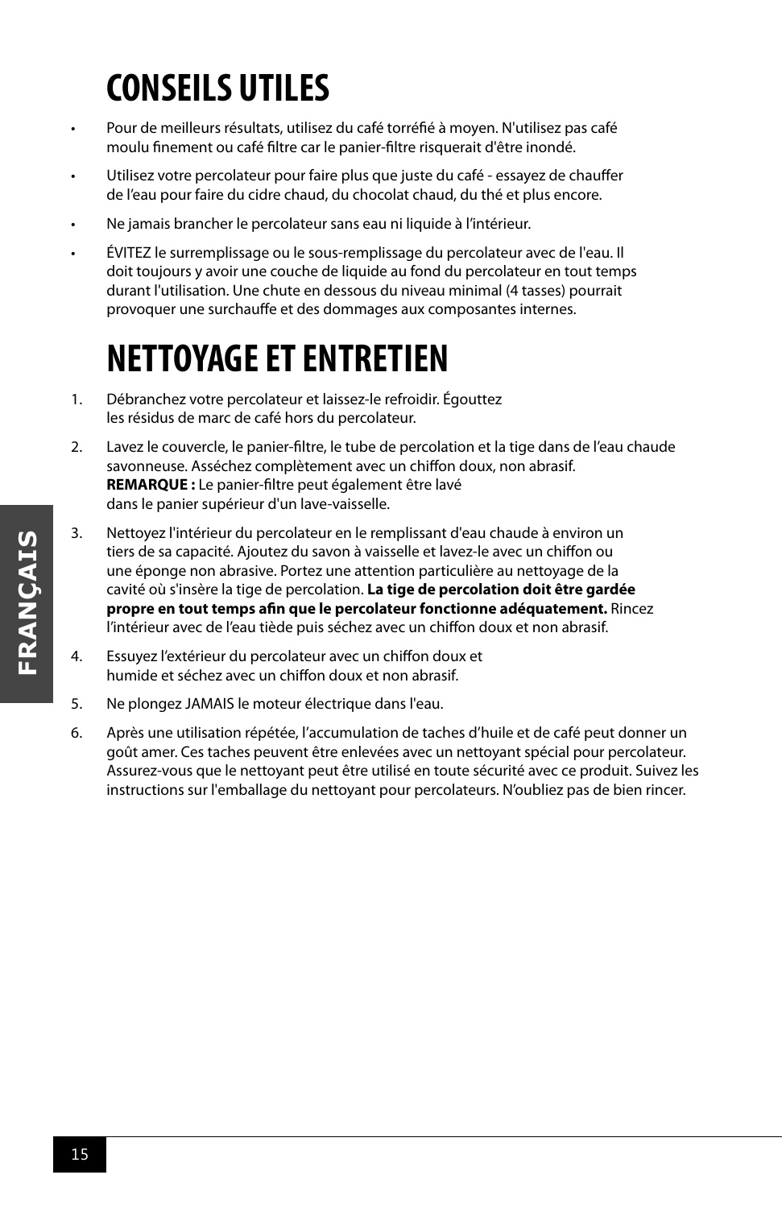# CONSEILS UTILES

- Pour de meilleurs résultats, utilisez du café torréfié à moyen. N'utilisez pas café moulu finement ou café filtre car le panier-filtre risquerait d'être inondé.
- Utilisez votre percolateur pour faire plus que juste du café - essayez de chauffer de l'eau pour faire du cidre chaud, du chocolat chaud, du thé et plus encore.
- Ne jamais brancher le percolateur sans eau ni liquide à l'intérieur.
- ÉVITEZ le surremplissage ou le sous-remplissage du percolateur avec de l'eau. Il doit toujours y avoir une couche de liquide au fond du percolateur en tout temps durant l'utilisation. Une chute en dessous du niveau minimal (4 tasses) pourrait provoquer une surchauffe et des dommages aux composantes internes.

# NETTOYAGE ET ENTRETIEN

1. Débranchez votre percolateur et laissez-le refroidir. Égouttez les résidus de marc de café hors du percolateur.
2. Lavez le couvercle, le panier-filtre, le tube de percolation et la tige dans de l'eau chaude savonneuse. Asséchez complètement avec un chiffon doux, non abrasif. **REMARQUE :** Le panier-filtre peut également être lavé dans le panier supérieur d'un lave-vaisselle.
3. Nettoyez l'intérieur du percolateur en le remplissant d'eau chaude à environ un tiers de sa capacité. Ajoutez du savon à vaisselle et lavez-le avec un chiffon ou une éponge non abrasive. Portez une attention particulière au nettoyage de la cavité où s'insère la tige de percolation. **La tige de percolation doit être gardée propre en tout temps afin que le percolateur fonctionne adéquatement.** Rincez l'intérieur avec de l'eau tiède puis séchez avec un chiffon doux et non abrasif.
4. Essuyez l'extérieur du percolateur avec un chiffon doux et humide et séchez avec un chiffon doux et non abrasif.
5. Ne plongez JAMAIS le moteur électrique dans l'eau.
6. Après une utilisation répétée, l'accumulation de taches d'huile et de café peut donner un goût amer. Ces taches peuvent être enlevées avec un nettoyant spécial pour percolateur. Assurez-vous que le nettoyant peut être utilisé en toute sécurité avec ce produit. Suivez les instructions sur l'emballage du nettoyant pour percolateurs. N'oubliez pas de bien rincer.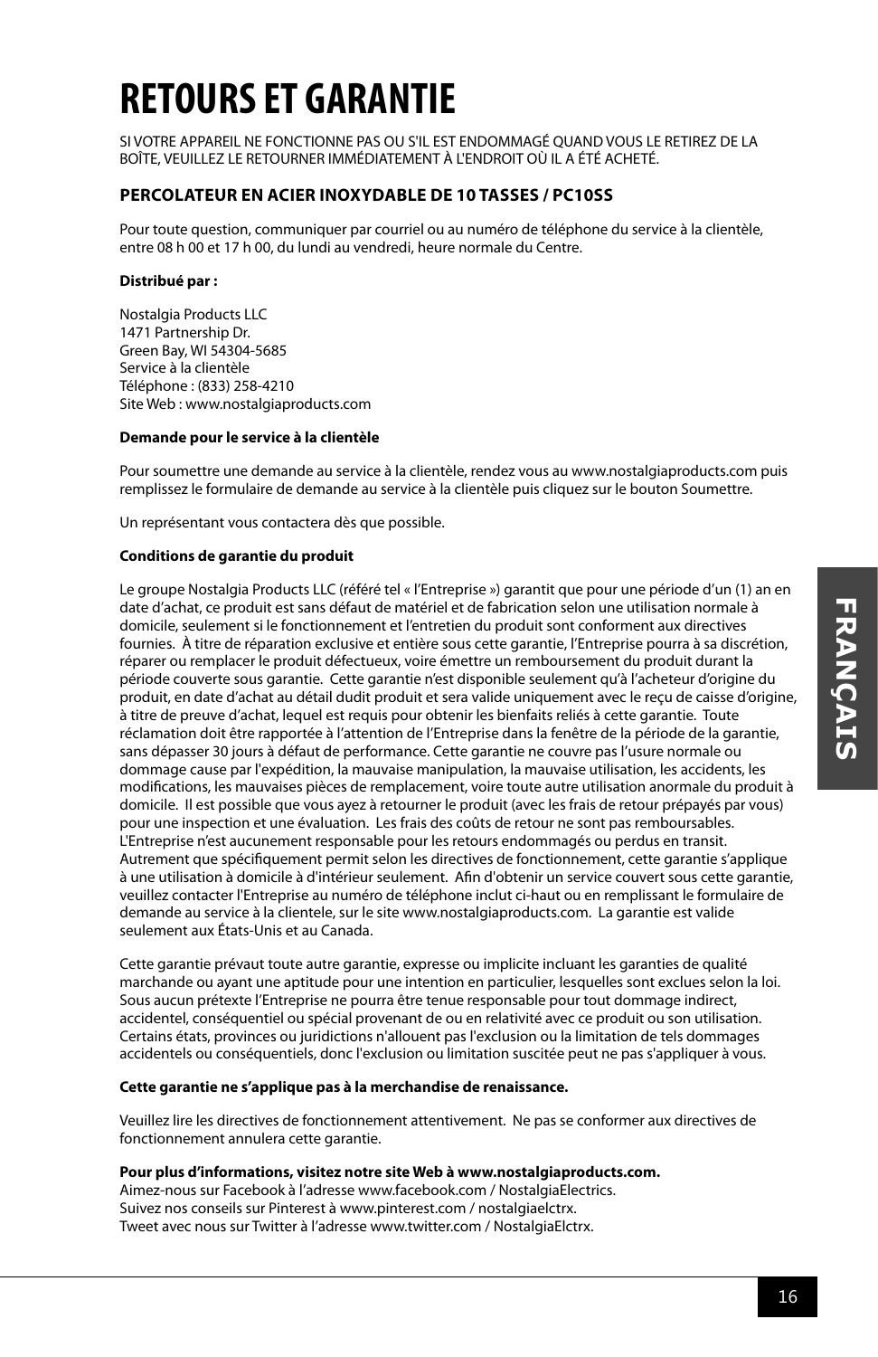# RETOURS ET GARANTIE

SI VOTRE APPAREIL NE FONCTIONNE PAS OU S'IL EST ENDOMMAGÉ QUAND VOUS LE RETIREZ DE LA BOÎTE, VEUILLEZ LE RETOURNER IMMÉDIATEMENT À L'ENDROIT OÙ IL A ÉTÉ ACHETÉ.

**PERCOLATEUR EN ACIER INOXYDABLE DE 10 TASSES / PC10SS**

Pour toute question, communiquer par courriel ou au numéro de téléphone du service à la clientèle, entre 08 h 00 et 17 h 00, du lundi au vendredi, heure normale du Centre.

**Distribué par :**

Nostalgia Products LLC
1471 Partnership Dr.
Green Bay, WI 54304-5685
Service à la clientèle
Téléphone : (833) 258-4210
Site Web : www.nostalgiaproducts.com

**Demande pour le service à la clientèle**

Pour soumettre une demande au service à la clientèle, rendez vous au www.nostalgiaproducts.com puis remplissez le formulaire de demande au service à la clientèle puis cliquez sur le bouton Soumettre.

Un représentant vous contactera dès que possible.

**Conditions de garantie du produit**

Le groupe Nostalgia Products LLC (référé tel « l'Entreprise ») garantit que pour une période d'un (1) an en date d'achat, ce produit est sans défaut de matériel et de fabrication selon une utilisation normale à domicile, seulement si le fonctionnement et l'entretien du produit sont conforment aux directives fournies. À titre de réparation exclusive et entière sous cette garantie, l'Entreprise pourra à sa discrétion, réparer ou remplacer le produit défectueux, voire émettre un remboursement du produit durant la période couverte sous garantie. Cette garantie n'est disponible seulement qu'à l'acheteur d'origine du produit, en date d'achat au détail dudit produit et sera valide uniquement avec le reçu de caisse d'origine, à titre de preuve d'achat, lequel est requis pour obtenir les bienfaits reliés à cette garantie. Toute réclamation doit être rapportée à l'attention de l'Entreprise dans la fenêtre de la période de la garantie, sans dépasser 30 jours à défaut de performance. Cette garantie ne couvre pas l'usure normale ou dommage cause par l'expédition, la mauvaise manipulation, la mauvaise utilisation, les accidents, les modifications, les mauvaises pièces de remplacement, voire toute autre utilisation anormale du produit à domicile. Il est possible que vous ayez à retourner le produit (avec les frais de retour prépayés par vous) pour une inspection et une évaluation. Les frais des coûts de retour ne sont pas remboursables. L'Entreprise n'est aucunement responsable pour les retours endommagés ou perdus en transit. Autrement que spécifiquement permit selon les directives de fonctionnement, cette garantie s'applique à une utilisation à domicile à d'intérieur seulement. Afin d'obtenir un service couvert sous cette garantie, veuillez contacter l'Entreprise au numéro de téléphone inclut ci-haut ou en remplissant le formulaire de demande au service à la clientele, sur le site www.nostalgiaproducts.com. La garantie est valide seulement aux États-Unis et au Canada.

Cette garantie prévaut toute autre garantie, expresse ou implicite incluant les garanties de qualité marchande ou ayant une aptitude pour une intention en particulier, lesquelles sont exclues selon la loi. Sous aucun prétexte l'Entreprise ne pourra être tenue responsable pour tout dommage indirect, accidentel, conséquentiel ou spécial provenant de ou en relativité avec ce produit ou son utilisation. Certains états, provinces ou juridictions n'allouent pas l'exclusion ou la limitation de tels dommages accidentels ou conséquentiels, donc l'exclusion ou limitation suscitée peut ne pas s'appliquer à vous.

**Cette garantie ne s'applique pas à la merchandise de renaissance.**

Veuillez lire les directives de fonctionnement attentivement. Ne pas se conformer aux directives de fonctionnement annulera cette garantie.

**Pour plus d'informations, visitez notre site Web à www.nostalgiaproducts.com.**
Aimez-nous sur Facebook à l'adresse www.facebook.com / NostalgiaElectrics.
Suivez nos conseils sur Pinterest à www.pinterest.com / nostalgiaelctrx.
Tweet avec nous sur Twitter à l'adresse www.twitter.com / NostalgiaElctrx.

FRANÇAIS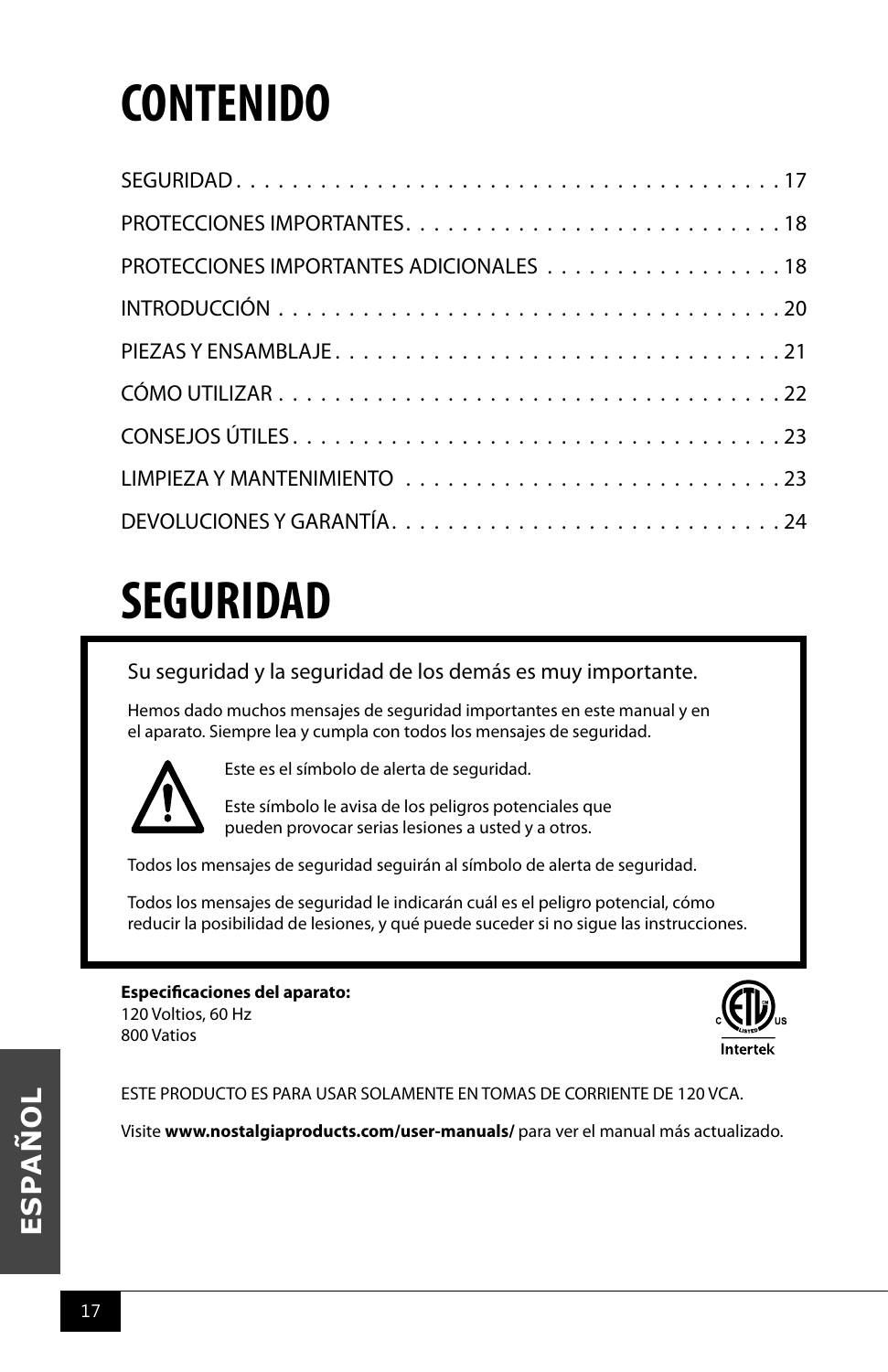# CONTENIDO

| | |
|---|---|
| SEGURIDAD | 17 |
| PROTECCIONES IMPORTANTES | 18 |
| PROTECCIONES IMPORTANTES ADICIONALES | 18 |
| INTRODUCCIÓN | 20 |
| PIEZAS Y ENSAMBLAJE | 21 |
| CÓMO UTILIZAR | 22 |
| CONSEJOS ÚTILES | 23 |
| LIMPIEZA Y MANTENIMIENTO | 23 |
| DEVOLUCIONES Y GARANTÍA | 24 |

# SEGURIDAD

Su seguridad y la seguridad de los demás es muy importante.

Hemos dado muchos mensajes de seguridad importantes en este manual y en el aparato. Siempre lea y cumpla con todos los mensajes de seguridad.

Este es el símbolo de alerta de seguridad.

Este símbolo le avisa de los peligros potenciales que pueden provocar serias lesiones a usted y a otros.

Todos los mensajes de seguridad seguirán al símbolo de alerta de seguridad.

Todos los mensajes de seguridad le indicarán cuál es el peligro potencial, cómo reducir la posibilidad de lesiones, y qué puede suceder si no sigue las instrucciones.

**Especificaciones del aparato:**
120 Voltios, 60 Hz
800 Vatios

ESTE PRODUCTO ES PARA USAR SOLAMENTE EN TOMAS DE CORRIENTE DE 120 VCA.

Visite **www.nostalgiaproducts.com/user-manuals/** para ver el manual más actualizado.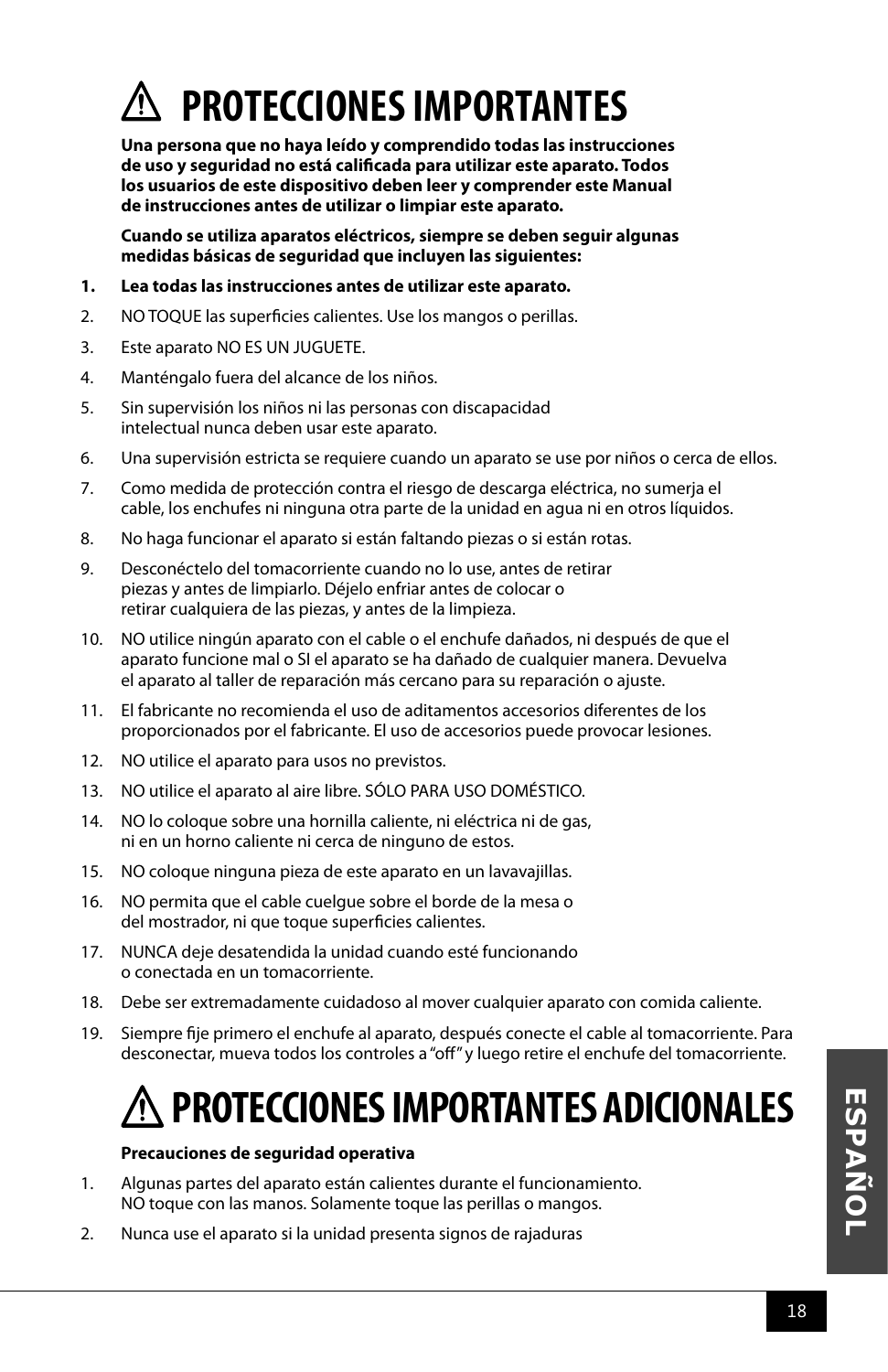# ⚠ PROTECCIONES IMPORTANTES

**Una persona que no haya leído y comprendido todas las instrucciones de uso y seguridad no está calificada para utilizar este aparato. Todos los usuarios de este dispositivo deben leer y comprender este Manual de instrucciones antes de utilizar o limpiar este aparato.**

**Cuando se utiliza aparatos eléctricos, siempre se deben seguir algunas medidas básicas de seguridad que incluyen las siguientes:**

1. **Lea todas las instrucciones antes de utilizar este aparato.**
2. NO TOQUE las superficies calientes. Use los mangos o perillas.
3. Este aparato NO ES UN JUGUETE.
4. Manténgalo fuera del alcance de los niños.
5. Sin supervisión los niños ni las personas con discapacidad intelectual nunca deben usar este aparato.
6. Una supervisión estricta se requiere cuando un aparato se use por niños o cerca de ellos.
7. Como medida de protección contra el riesgo de descarga eléctrica, no sumerja el cable, los enchufes ni ninguna otra parte de la unidad en agua ni en otros líquidos.
8. No haga funcionar el aparato si están faltando piezas o si están rotas.
9. Desconéctelo del tomacorriente cuando no lo use, antes de retirar piezas y antes de limpiarlo. Déjelo enfriar antes de colocar o retirar cualquiera de las piezas, y antes de la limpieza.
10. NO utilice ningún aparato con el cable o el enchufe dañados, ni después de que el aparato funcione mal o SI el aparato se ha dañado de cualquier manera. Devuelva el aparato al taller de reparación más cercano para su reparación o ajuste.
11. El fabricante no recomienda el uso de aditamentos accesorios diferentes de los proporcionados por el fabricante. El uso de accesorios puede provocar lesiones.
12. NO utilice el aparato para usos no previstos.
13. NO utilice el aparato al aire libre. SÓLO PARA USO DOMÉSTICO.
14. NO lo coloque sobre una hornilla caliente, ni eléctrica ni de gas, ni en un horno caliente ni cerca de ninguno de estos.
15. NO coloque ninguna pieza de este aparato en un lavavajillas.
16. NO permita que el cable cuelgue sobre el borde de la mesa o del mostrador, ni que toque superficies calientes.
17. NUNCA deje desatendida la unidad cuando esté funcionando o conectada en un tomacorriente.
18. Debe ser extremadamente cuidadoso al mover cualquier aparato con comida caliente.
19. Siempre fije primero el enchufe al aparato, después conecte el cable al tomacorriente. Para desconectar, mueva todos los controles a "off" y luego retire el enchufe del tomacorriente.

# ⚠ PROTECCIONES IMPORTANTES ADICIONALES

**Precauciones de seguridad operativa**

1. Algunas partes del aparato están calientes durante el funcionamiento. NO toque con las manos. Solamente toque las perillas o mangos.
2. Nunca use el aparato si la unidad presenta signos de rajaduras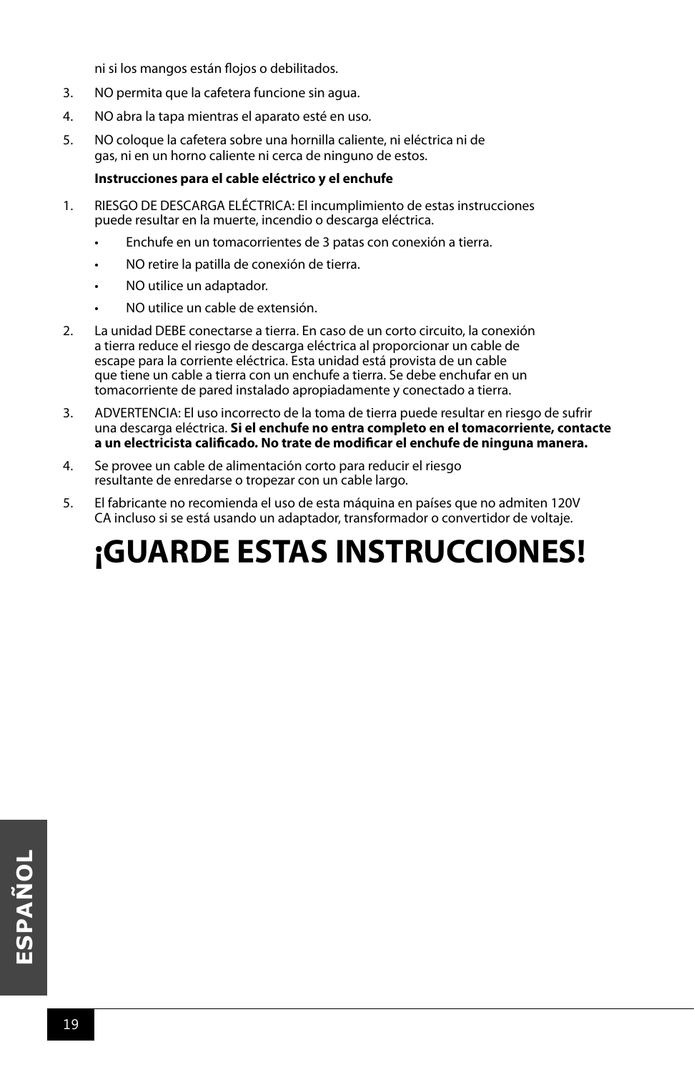ni si los mangos están flojos o debilitados.

3. NO permita que la cafetera funcione sin agua.
4. NO abra la tapa mientras el aparato esté en uso.
5. NO coloque la cafetera sobre una hornilla caliente, ni eléctrica ni de gas, ni en un horno caliente ni cerca de ninguno de estos.

**Instrucciones para el cable eléctrico y el enchufe**

1. RIESGO DE DESCARGA ELÉCTRICA: El incumplimiento de estas instrucciones puede resultar en la muerte, incendio o descarga eléctrica.
   - Enchufe en un tomacorrientes de 3 patas con conexión a tierra.
   - NO retire la patilla de conexión de tierra.
   - NO utilice un adaptador.
   - NO utilice un cable de extensión.
2. La unidad DEBE conectarse a tierra. En caso de un corto circuito, la conexión a tierra reduce el riesgo de descarga eléctrica al proporcionar un cable de escape para la corriente eléctrica. Esta unidad está provista de un cable que tiene un cable a tierra con un enchufe a tierra. Se debe enchufar en un tomacorriente de pared instalado apropiadamente y conectado a tierra.
3. ADVERTENCIA: El uso incorrecto de la toma de tierra puede resultar en riesgo de sufrir una descarga eléctrica. **Si el enchufe no entra completo en el tomacorriente, contacte a un electricista calificado. No trate de modificar el enchufe de ninguna manera.**
4. Se provee un cable de alimentación corto para reducir el riesgo resultante de enredarse o tropezar con un cable largo.
5. El fabricante no recomienda el uso de esta máquina en países que no admiten 120V CA incluso si se está usando un adaptador, transformador o convertidor de voltaje.

# ¡GUARDE ESTAS INSTRUCCIONES!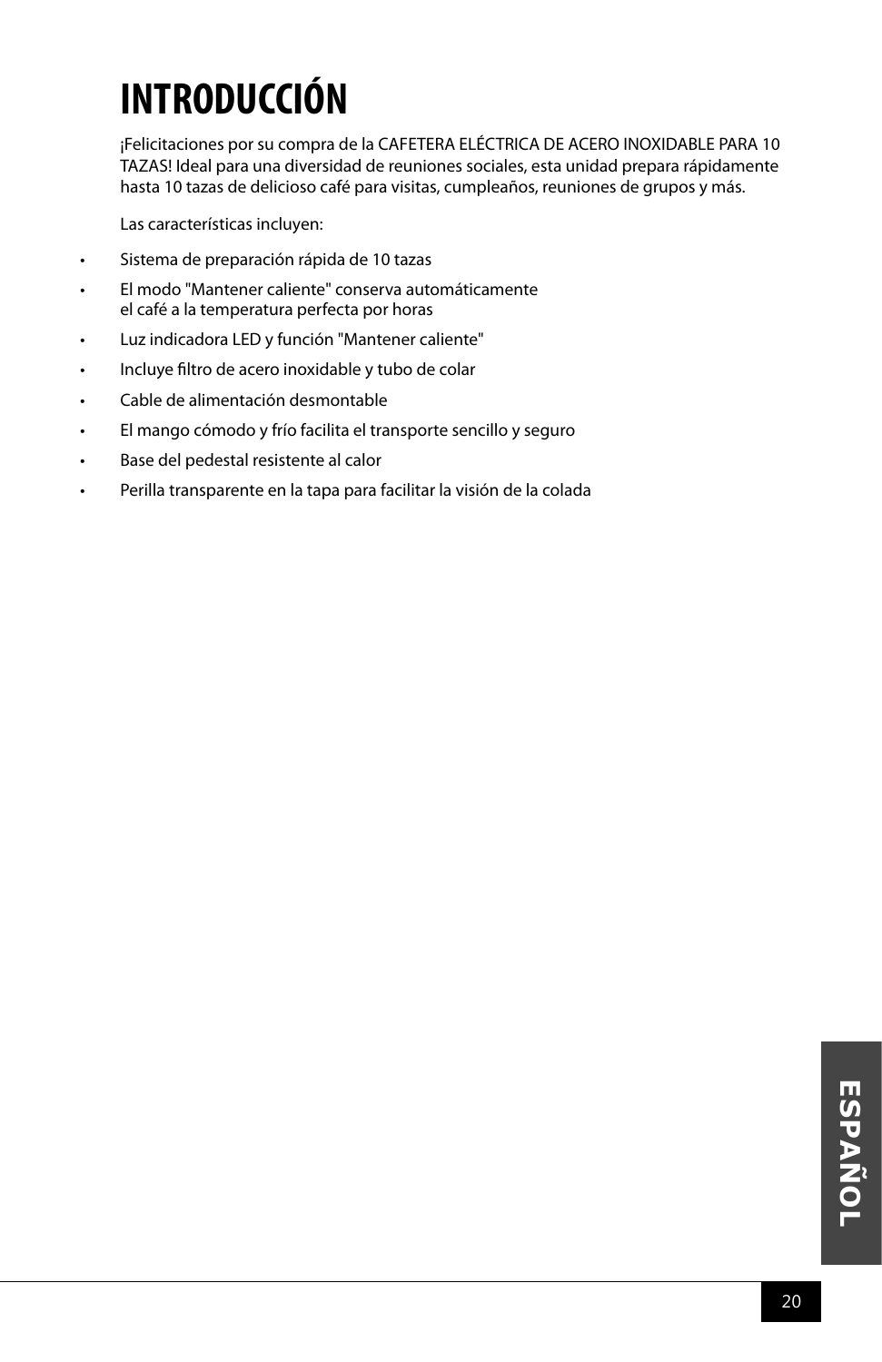# INTRODUCCIÓN

¡Felicitaciones por su compra de la CAFETERA ELÉCTRICA DE ACERO INOXIDABLE PARA 10 TAZAS! Ideal para una diversidad de reuniones sociales, esta unidad prepara rápidamente hasta 10 tazas de delicioso café para visitas, cumpleaños, reuniones de grupos y más.

Las características incluyen:

- Sistema de preparación rápida de 10 tazas
- El modo "Mantener caliente" conserva automáticamente el café a la temperatura perfecta por horas
- Luz indicadora LED y función "Mantener caliente"
- Incluye filtro de acero inoxidable y tubo de colar
- Cable de alimentación desmontable
- El mango cómodo y frío facilita el transporte sencillo y seguro
- Base del pedestal resistente al calor
- Perilla transparente en la tapa para facilitar la visión de la colada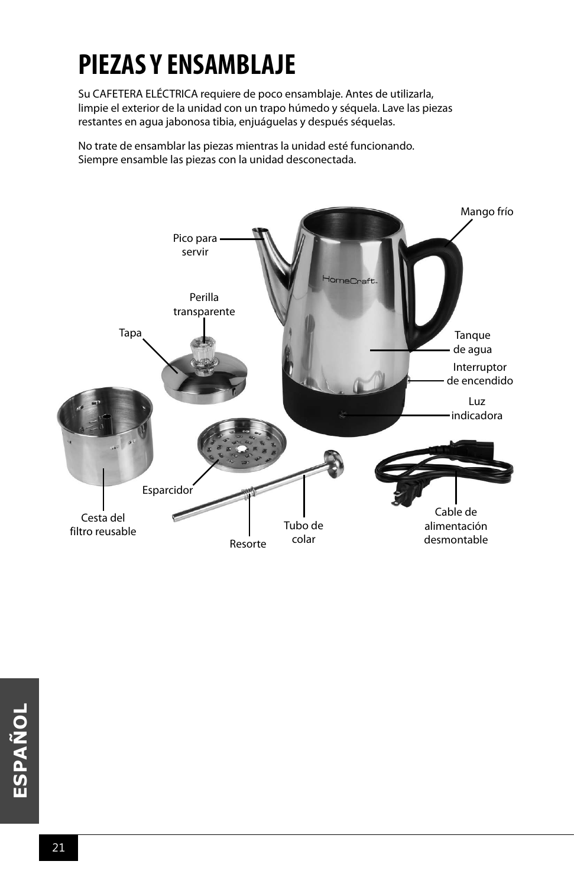# PIEZAS Y ENSAMBLAJE

Su CAFETERA ELÉCTRICA requiere de poco ensamblaje. Antes de utilizarla, limpie el exterior de la unidad con un trapo húmedo y séquela. Lave las piezas restantes en agua jabonosa tibia, enjuáguelas y después séquelas.

No trate de ensamblar las piezas mientras la unidad esté funcionando. Siempre ensamble las piezas con la unidad desconectada.

Mango frío

Pico para servir

Perilla transparente

Tapa

Tanque de agua

Interruptor de encendido

Luz indicadora

Esparcidor

Cesta del filtro reusable

Resorte

Tubo de colar

Cable de alimentación desmontable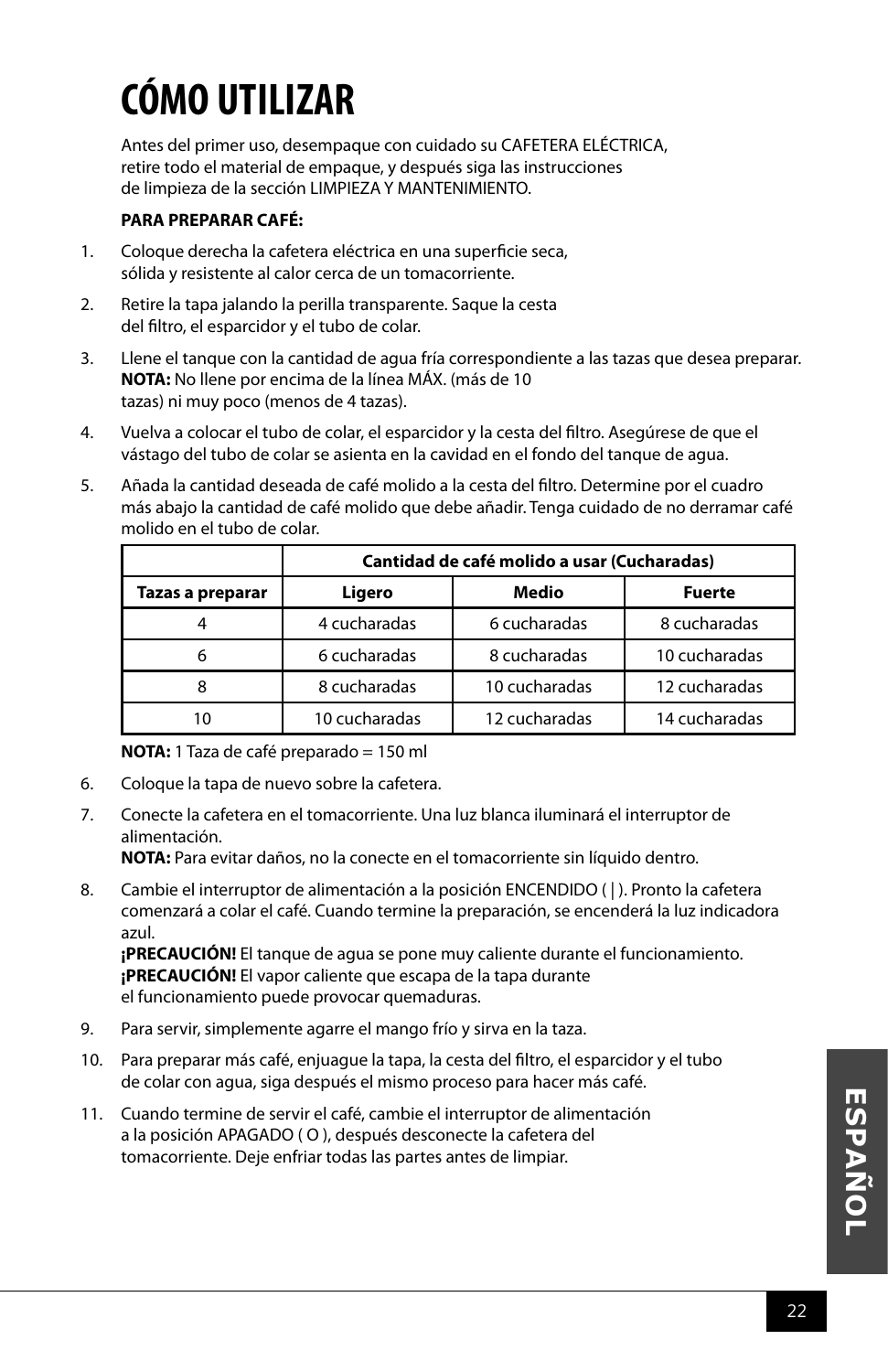# CÓMO UTILIZAR

Antes del primer uso, desempaque con cuidado su CAFETERA ELÉCTRICA, retire todo el material de empaque, y después siga las instrucciones de limpieza de la sección LIMPIEZA Y MANTENIMIENTO.

**PARA PREPARAR CAFÉ:**

1. Coloque derecha la cafetera eléctrica en una superficie seca, sólida y resistente al calor cerca de un tomacorriente.
2. Retire la tapa jalando la perilla transparente. Saque la cesta del filtro, el esparcidor y el tubo de colar.
3. Llene el tanque con la cantidad de agua fría correspondiente a las tazas que desea preparar. **NOTA:** No llene por encima de la línea MÁX. (más de 10 tazas) ni muy poco (menos de 4 tazas).
4. Vuelva a colocar el tubo de colar, el esparcidor y la cesta del filtro. Asegúrese de que el vástago del tubo de colar se asienta en la cavidad en el fondo del tanque de agua.
5. Añada la cantidad deseada de café molido a la cesta del filtro. Determine por el cuadro más abajo la cantidad de café molido que debe añadir. Tenga cuidado de no derramar café molido en el tubo de colar.

| | **Cantidad de café molido a usar (Cucharadas)** | | |
|---|---|---|---|
| **Tazas a preparar** | **Ligero** | **Medio** | **Fuerte** |
| 4 | 4 cucharadas | 6 cucharadas | 8 cucharadas |
| 6 | 6 cucharadas | 8 cucharadas | 10 cucharadas |
| 8 | 8 cucharadas | 10 cucharadas | 12 cucharadas |
| 10 | 10 cucharadas | 12 cucharadas | 14 cucharadas |

**NOTA:** 1 Taza de café preparado = 150 ml

6. Coloque la tapa de nuevo sobre la cafetera.
7. Conecte la cafetera en el tomacorriente. Una luz blanca iluminará el interruptor de alimentación.
   **NOTA:** Para evitar daños, no la conecte en el tomacorriente sin líquido dentro.
8. Cambie el interruptor de alimentación a la posición ENCENDIDO ( | ). Pronto la cafetera comenzará a colar el café. Cuando termine la preparación, se encenderá la luz indicadora azul.
   **¡PRECAUCIÓN!** El tanque de agua se pone muy caliente durante el funcionamiento.
   **¡PRECAUCIÓN!** El vapor caliente que escapa de la tapa durante el funcionamiento puede provocar quemaduras.
9. Para servir, simplemente agarre el mango frío y sirva en la taza.
10. Para preparar más café, enjuague la tapa, la cesta del filtro, el esparcidor y el tubo de colar con agua, siga después el mismo proceso para hacer más café.
11. Cuando termine de servir el café, cambie el interruptor de alimentación a la posición APAGADO ( O ), después desconecte la cafetera del tomacorriente. Deje enfriar todas las partes antes de limpiar.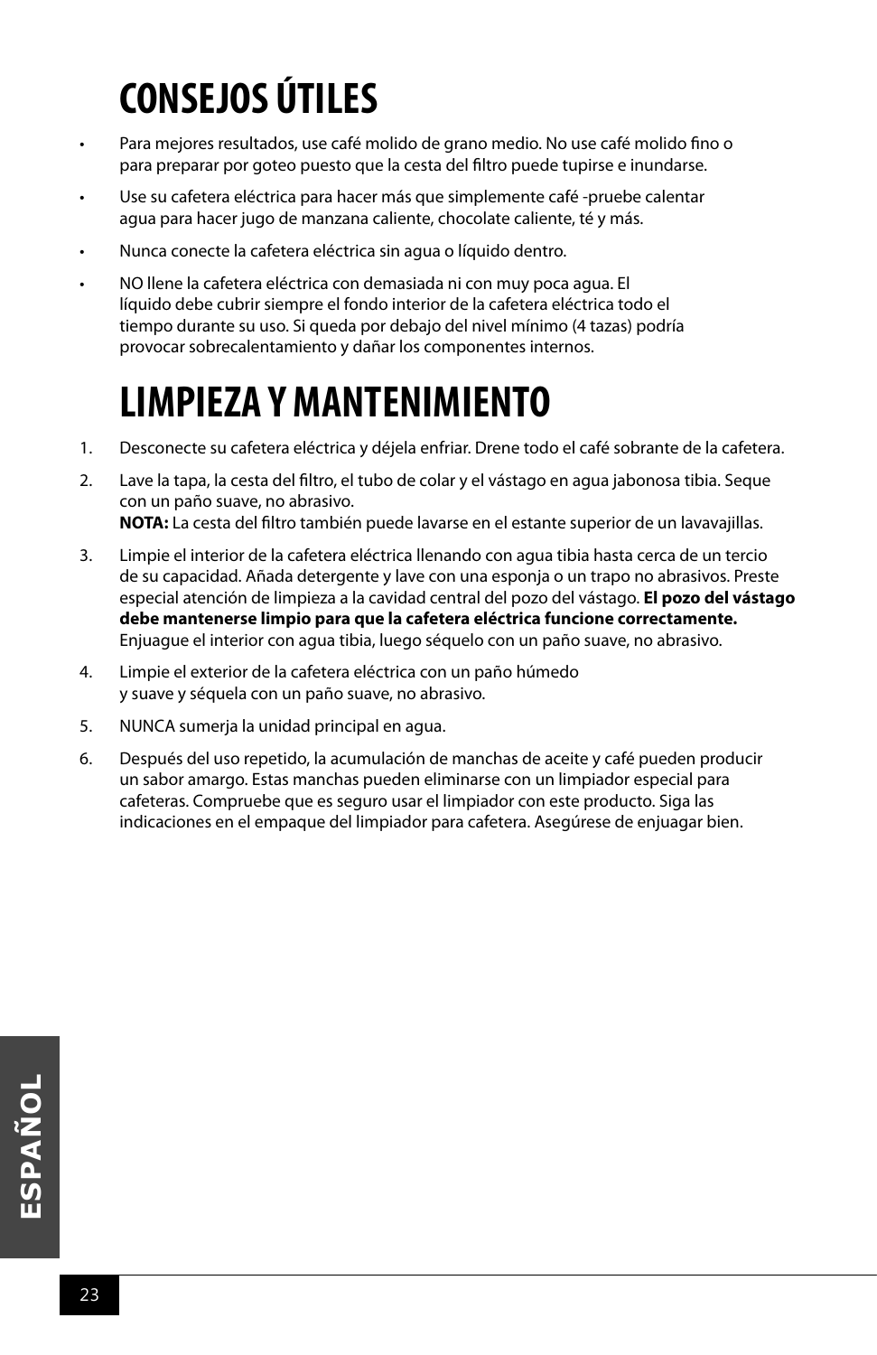# CONSEJOS ÚTILES

- Para mejores resultados, use café molido de grano medio. No use café molido fino o para preparar por goteo puesto que la cesta del filtro puede tupirse e inundarse.
- Use su cafetera eléctrica para hacer más que simplemente café -pruebe calentar agua para hacer jugo de manzana caliente, chocolate caliente, té y más.
- Nunca conecte la cafetera eléctrica sin agua o líquido dentro.
- NO llene la cafetera eléctrica con demasiada ni con muy poca agua. El líquido debe cubrir siempre el fondo interior de la cafetera eléctrica todo el tiempo durante su uso. Si queda por debajo del nivel mínimo (4 tazas) podría provocar sobrecalentamiento y dañar los componentes internos.

# LIMPIEZA Y MANTENIMIENTO

1. Desconecte su cafetera eléctrica y déjela enfriar. Drene todo el café sobrante de la cafetera.
2. Lave la tapa, la cesta del filtro, el tubo de colar y el vástago en agua jabonosa tibia. Seque con un paño suave, no abrasivo.
   **NOTA:** La cesta del filtro también puede lavarse en el estante superior de un lavavajillas.
3. Limpie el interior de la cafetera eléctrica llenando con agua tibia hasta cerca de un tercio de su capacidad. Añada detergente y lave con una esponja o un trapo no abrasivos. Preste especial atención de limpieza a la cavidad central del pozo del vástago. **El pozo del vástago debe mantenerse limpio para que la cafetera eléctrica funcione correctamente.** Enjuague el interior con agua tibia, luego séquelo con un paño suave, no abrasivo.
4. Limpie el exterior de la cafetera eléctrica con un paño húmedo y suave y séquela con un paño suave, no abrasivo.
5. NUNCA sumerja la unidad principal en agua.
6. Después del uso repetido, la acumulación de manchas de aceite y café pueden producir un sabor amargo. Estas manchas pueden eliminarse con un limpiador especial para cafeteras. Compruebe que es seguro usar el limpiador con este producto. Siga las indicaciones en el empaque del limpiador para cafetera. Asegúrese de enjuagar bien.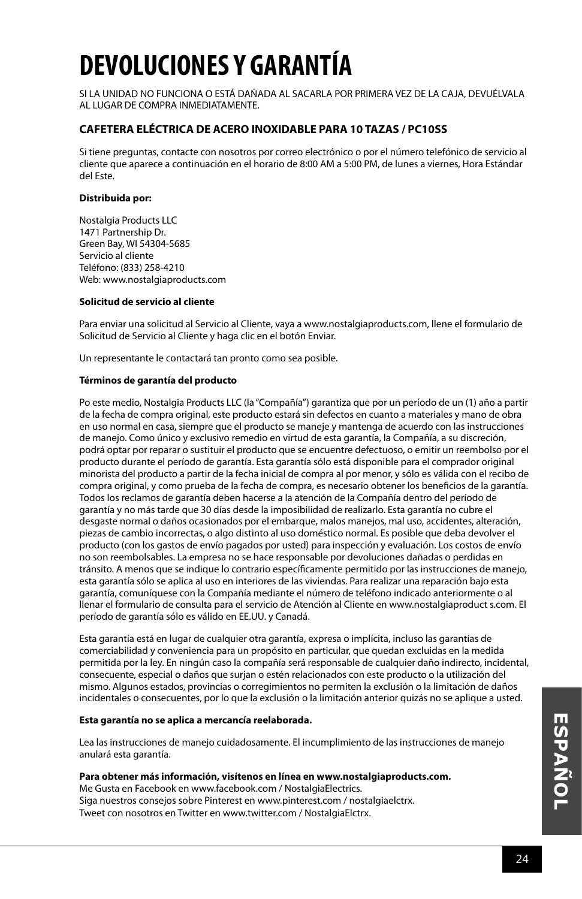# DEVOLUCIONES Y GARANTÍA

SI LA UNIDAD NO FUNCIONA O ESTÁ DAÑADA AL SACARLA POR PRIMERA VEZ DE LA CAJA, DEVUÉLVALA AL LUGAR DE COMPRA INMEDIATAMENTE.

### CAFETERA ELÉCTRICA DE ACERO INOXIDABLE PARA 10 TAZAS / PC10SS

Si tiene preguntas, contacte con nosotros por correo electrónico o por el número telefónico de servicio al cliente que aparece a continuación en el horario de 8:00 AM a 5:00 PM, de lunes a viernes, Hora Estándar del Este.

**Distribuida por:**

Nostalgia Products LLC
1471 Partnership Dr.
Green Bay, WI 54304-5685
Servicio al cliente
Teléfono: (833) 258-4210
Web: www.nostalgiaproducts.com

**Solicitud de servicio al cliente**

Para enviar una solicitud al Servicio al Cliente, vaya a www.nostalgiaproducts.com, llene el formulario de Solicitud de Servicio al Cliente y haga clic en el botón Enviar.

Un representante le contactará tan pronto como sea posible.

**Términos de garantía del producto**

Po este medio, Nostalgia Products LLC (la "Compañía") garantiza que por un período de un (1) año a partir de la fecha de compra original, este producto estará sin defectos en cuanto a materiales y mano de obra en uso normal en casa, siempre que el producto se maneje y mantenga de acuerdo con las instrucciones de manejo. Como único y exclusivo remedio en virtud de esta garantía, la Compañía, a su discreción, podrá optar por reparar o sustituir el producto que se encuentre defectuoso, o emitir un reembolso por el producto durante el período de garantía. Esta garantía sólo está disponible para el comprador original minorista del producto a partir de la fecha inicial de compra al por menor, y sólo es válida con el recibo de compra original, y como prueba de la fecha de compra, es necesario obtener los beneficios de la garantía. Todos los reclamos de garantía deben hacerse a la atención de la Compañía dentro del período de garantía y no más tarde que 30 días desde la imposibilidad de realizarlo. Esta garantía no cubre el desgaste normal o daños ocasionados por el embarque, malos manejos, mal uso, accidentes, alteración, piezas de cambio incorrectas, o algo distinto al uso doméstico normal. Es posible que deba devolver el producto (con los gastos de envío pagados por usted) para inspección y evaluación. Los costos de envío no son reembolsables. La empresa no se hace responsable por devoluciones dañadas o perdidas en tránsito. A menos que se indique lo contrario específicamente permitido por las instrucciones de manejo, esta garantía sólo se aplica al uso en interiores de las viviendas. Para realizar una reparación bajo esta garantía, comuníquese con la Compañía mediante el número de teléfono indicado anteriormente o al llenar el formulario de consulta para el servicio de Atención al Cliente en www.nostalgiaproduct s.com. El período de garantía sólo es válido en EE.UU. y Canadá.

Esta garantía está en lugar de cualquier otra garantía, expresa o implícita, incluso las garantías de comerciabilidad y conveniencia para un propósito en particular, que quedan excluidas en la medida permitida por la ley. En ningún caso la compañía será responsable de cualquier daño indirecto, incidental, consecuente, especial o daños que surjan o estén relacionados con este producto o la utilización del mismo. Algunos estados, provincias o corregimientos no permiten la exclusión o la limitación de daños incidentales o consecuentes, por lo que la exclusión o la limitación anterior quizás no se aplique a usted.

**Esta garantía no se aplica a mercancía reelaborada.**

Lea las instrucciones de manejo cuidadosamente. El incumplimiento de las instrucciones de manejo anulará esta garantía.

**Para obtener más información, visítenos en línea en www.nostalgiaproducts.com.**
Me Gusta en Facebook en www.facebook.com / NostalgiaElectrics.
Siga nuestros consejos sobre Pinterest en www.pinterest.com / nostalgiaelctrx.
Tweet con nosotros en Twitter en www.twitter.com / NostalgiaElctrx.